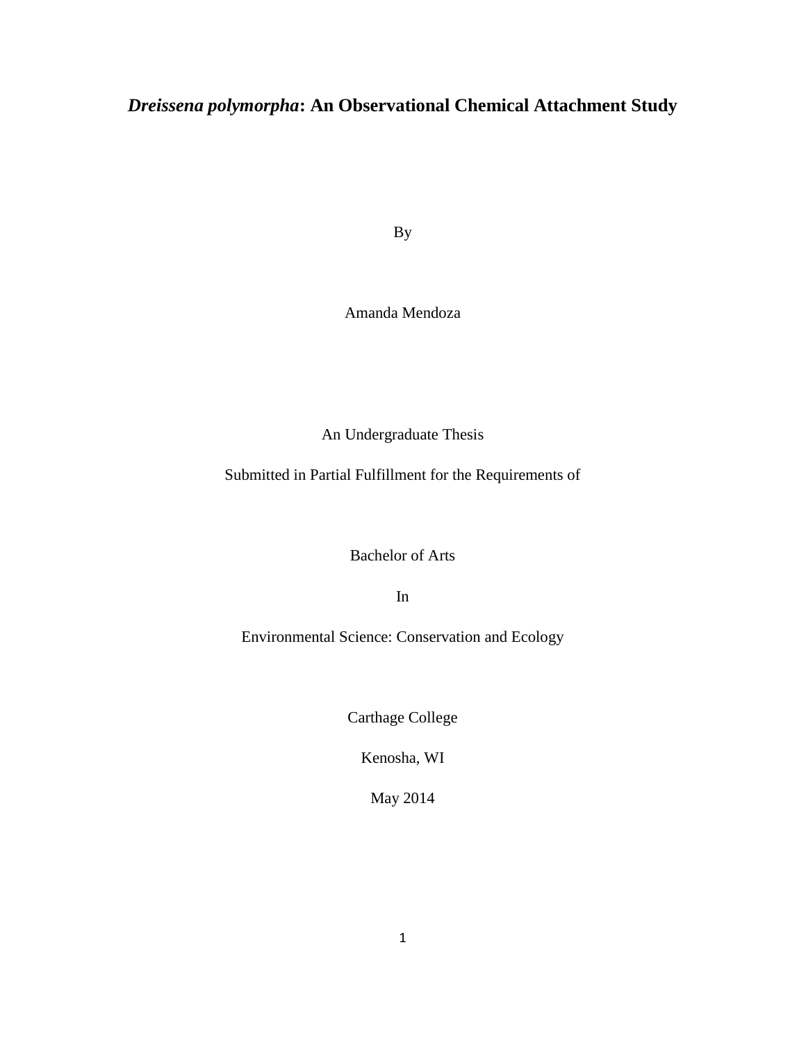# ***Dreissena polymorpha*: An Observational Chemical Attachment Study**

By

Amanda Mendoza

An Undergraduate Thesis

Submitted in Partial Fulfillment for the Requirements of

Bachelor of Arts

In

Environmental Science: Conservation and Ecology

Carthage College

Kenosha, WI

May 2014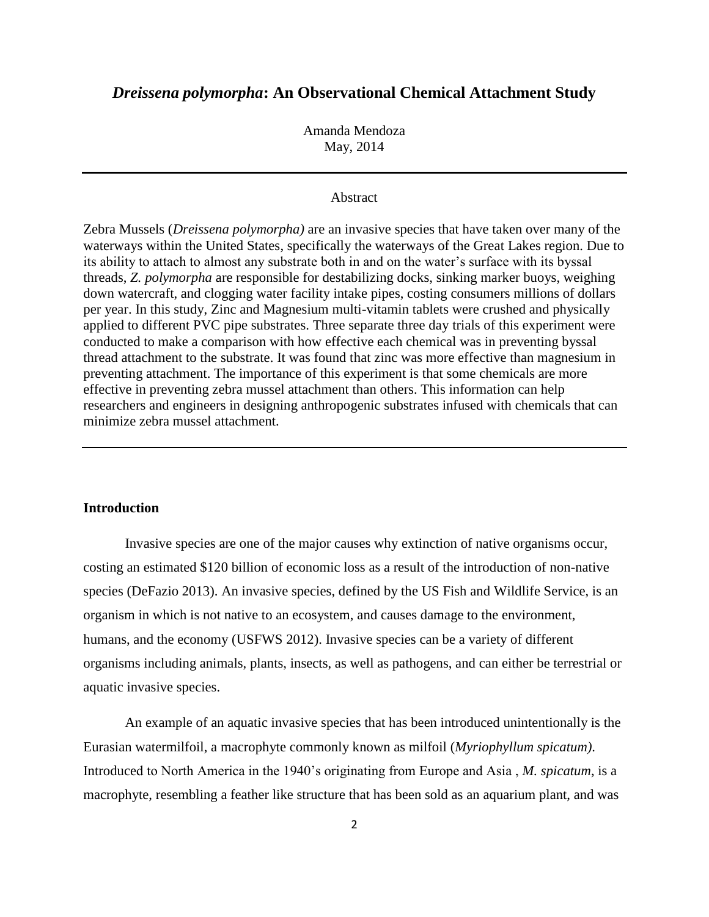# *Dreissena polymorpha*: An Observational Chemical Attachment Study

Amanda Mendoza
May, 2014

---

Abstract

Zebra Mussels (*Dreissena polymorpha)* are an invasive species that have taken over many of the waterways within the United States, specifically the waterways of the Great Lakes region. Due to its ability to attach to almost any substrate both in and on the water's surface with its byssal threads, *Z. polymorpha* are responsible for destabilizing docks, sinking marker buoys, weighing down watercraft, and clogging water facility intake pipes, costing consumers millions of dollars per year. In this study, Zinc and Magnesium multi-vitamin tablets were crushed and physically applied to different PVC pipe substrates. Three separate three day trials of this experiment were conducted to make a comparison with how effective each chemical was in preventing byssal thread attachment to the substrate. It was found that zinc was more effective than magnesium in preventing attachment. The importance of this experiment is that some chemicals are more effective in preventing zebra mussel attachment than others. This information can help researchers and engineers in designing anthropogenic substrates infused with chemicals that can minimize zebra mussel attachment.

---

**Introduction**

Invasive species are one of the major causes why extinction of native organisms occur, costing an estimated $120 billion of economic loss as a result of the introduction of non-native species (DeFazio 2013). An invasive species, defined by the US Fish and Wildlife Service, is an organism in which is not native to an ecosystem, and causes damage to the environment, humans, and the economy (USFWS 2012). Invasive species can be a variety of different organisms including animals, plants, insects, as well as pathogens, and can either be terrestrial or aquatic invasive species.

An example of an aquatic invasive species that has been introduced unintentionally is the Eurasian watermilfoil, a macrophyte commonly known as milfoil (*Myriophyllum spicatum).* Introduced to North America in the 1940's originating from Europe and Asia , *M. spicatum*, is a macrophyte, resembling a feather like structure that has been sold as an aquarium plant, and was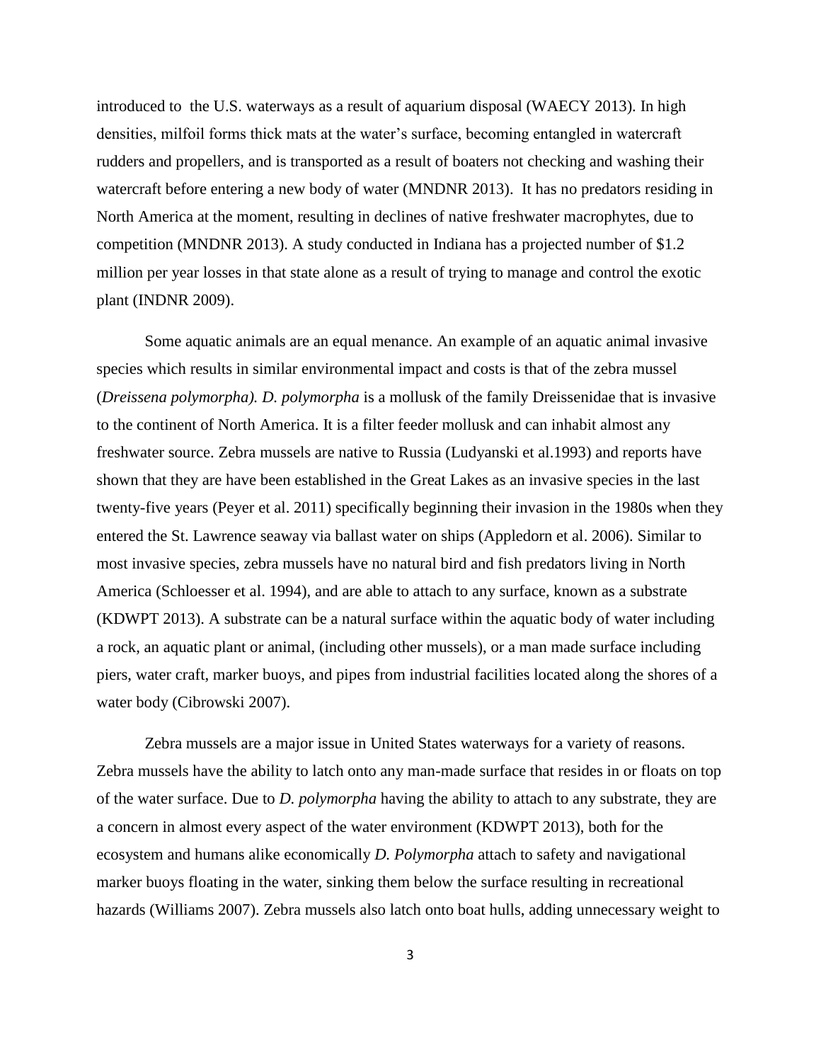introduced to  the U.S. waterways as a result of aquarium disposal (WAECY 2013). In high densities, milfoil forms thick mats at the water's surface, becoming entangled in watercraft rudders and propellers, and is transported as a result of boaters not checking and washing their watercraft before entering a new body of water (MNDNR 2013).  It has no predators residing in North America at the moment, resulting in declines of native freshwater macrophytes, due to competition (MNDNR 2013). A study conducted in Indiana has a projected number of $1.2 million per year losses in that state alone as a result of trying to manage and control the exotic plant (INDNR 2009).

Some aquatic animals are an equal menance. An example of an aquatic animal invasive species which results in similar environmental impact and costs is that of the zebra mussel (*Dreissena polymorpha). D. polymorpha* is a mollusk of the family Dreissenidae that is invasive to the continent of North America. It is a filter feeder mollusk and can inhabit almost any freshwater source. Zebra mussels are native to Russia (Ludyanski et al.1993) and reports have shown that they are have been established in the Great Lakes as an invasive species in the last twenty-five years (Peyer et al. 2011) specifically beginning their invasion in the 1980s when they entered the St. Lawrence seaway via ballast water on ships (Appledorn et al. 2006). Similar to most invasive species, zebra mussels have no natural bird and fish predators living in North America (Schloesser et al. 1994), and are able to attach to any surface, known as a substrate (KDWPT 2013). A substrate can be a natural surface within the aquatic body of water including a rock, an aquatic plant or animal, (including other mussels), or a man made surface including piers, water craft, marker buoys, and pipes from industrial facilities located along the shores of a water body (Cibrowski 2007).

Zebra mussels are a major issue in United States waterways for a variety of reasons. Zebra mussels have the ability to latch onto any man-made surface that resides in or floats on top of the water surface. Due to *D. polymorpha* having the ability to attach to any substrate, they are a concern in almost every aspect of the water environment (KDWPT 2013), both for the ecosystem and humans alike economically *D. Polymorpha* attach to safety and navigational marker buoys floating in the water, sinking them below the surface resulting in recreational hazards (Williams 2007). Zebra mussels also latch onto boat hulls, adding unnecessary weight to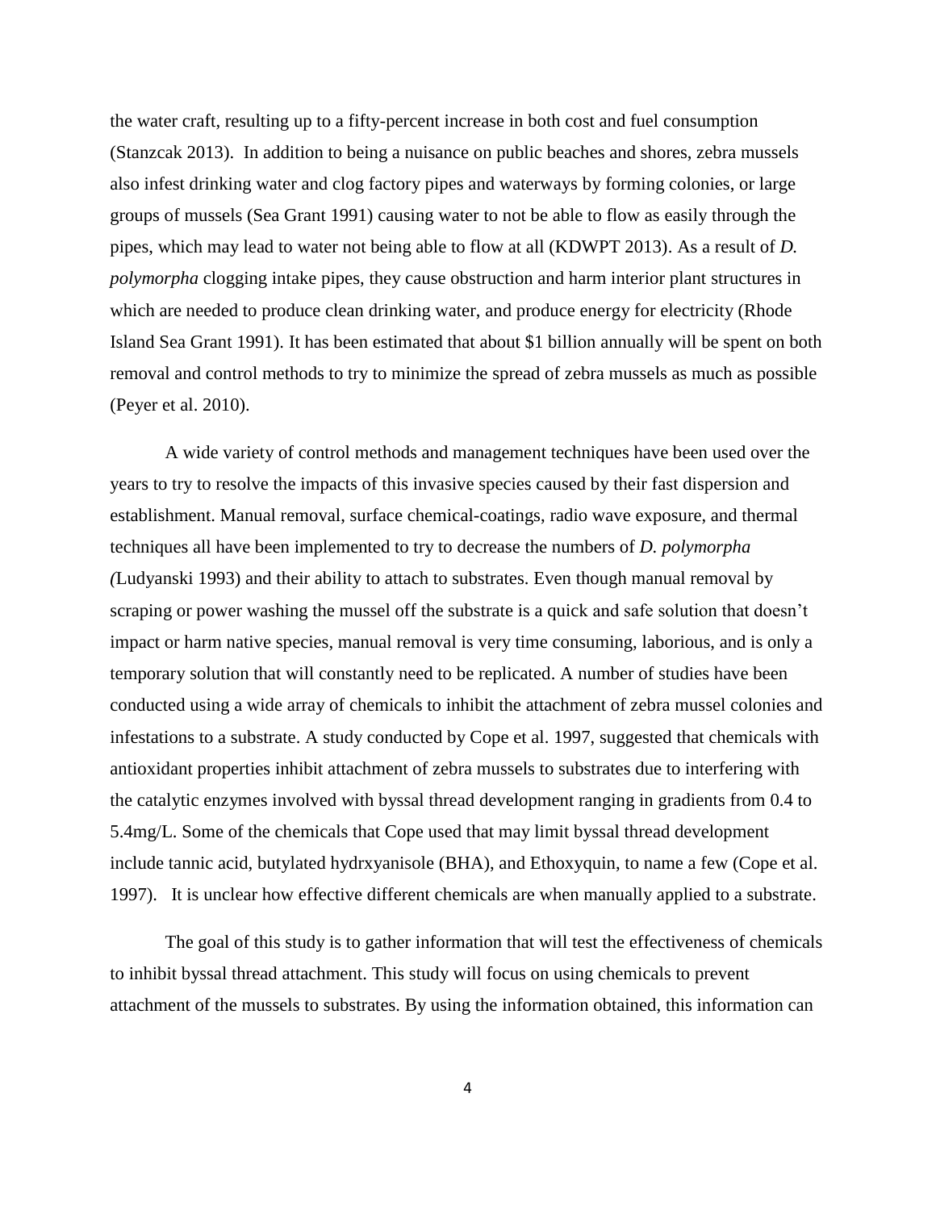the water craft, resulting up to a fifty-percent increase in both cost and fuel consumption (Stanzcak 2013). In addition to being a nuisance on public beaches and shores, zebra mussels also infest drinking water and clog factory pipes and waterways by forming colonies, or large groups of mussels (Sea Grant 1991) causing water to not be able to flow as easily through the pipes, which may lead to water not being able to flow at all (KDWPT 2013). As a result of *D. polymorpha* clogging intake pipes, they cause obstruction and harm interior plant structures in which are needed to produce clean drinking water, and produce energy for electricity (Rhode Island Sea Grant 1991). It has been estimated that about $1 billion annually will be spent on both removal and control methods to try to minimize the spread of zebra mussels as much as possible (Peyer et al. 2010).

A wide variety of control methods and management techniques have been used over the years to try to resolve the impacts of this invasive species caused by their fast dispersion and establishment. Manual removal, surface chemical-coatings, radio wave exposure, and thermal techniques all have been implemented to try to decrease the numbers of *D. polymorpha (*Ludyanski 1993) and their ability to attach to substrates. Even though manual removal by scraping or power washing the mussel off the substrate is a quick and safe solution that doesn't impact or harm native species, manual removal is very time consuming, laborious, and is only a temporary solution that will constantly need to be replicated. A number of studies have been conducted using a wide array of chemicals to inhibit the attachment of zebra mussel colonies and infestations to a substrate. A study conducted by Cope et al. 1997, suggested that chemicals with antioxidant properties inhibit attachment of zebra mussels to substrates due to interfering with the catalytic enzymes involved with byssal thread development ranging in gradients from 0.4 to 5.4mg/L. Some of the chemicals that Cope used that may limit byssal thread development include tannic acid, butylated hydrxyanisole (BHA), and Ethoxyquin, to name a few (Cope et al. 1997). It is unclear how effective different chemicals are when manually applied to a substrate.

The goal of this study is to gather information that will test the effectiveness of chemicals to inhibit byssal thread attachment. This study will focus on using chemicals to prevent attachment of the mussels to substrates. By using the information obtained, this information can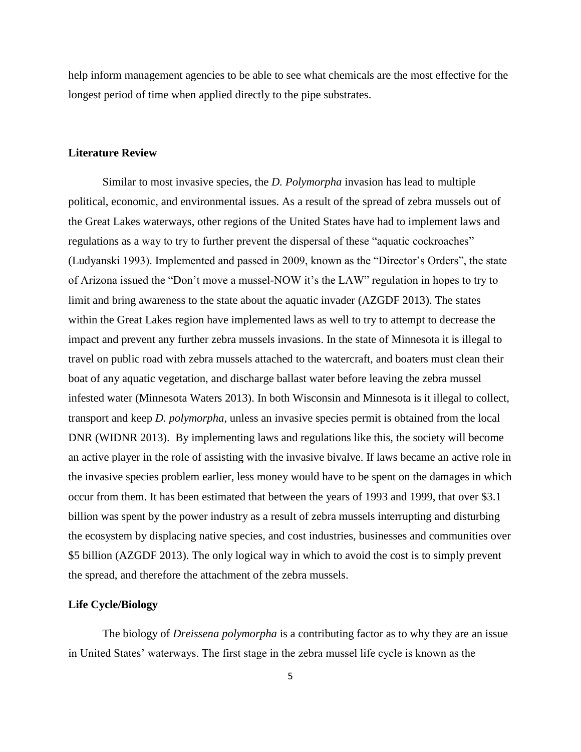help inform management agencies to be able to see what chemicals are the most effective for the longest period of time when applied directly to the pipe substrates.

## Literature Review

Similar to most invasive species, the *D. Polymorpha* invasion has lead to multiple political, economic, and environmental issues. As a result of the spread of zebra mussels out of the Great Lakes waterways, other regions of the United States have had to implement laws and regulations as a way to try to further prevent the dispersal of these "aquatic cockroaches" (Ludyanski 1993). Implemented and passed in 2009, known as the "Director's Orders", the state of Arizona issued the "Don't move a mussel-NOW it's the LAW" regulation in hopes to try to limit and bring awareness to the state about the aquatic invader (AZGDF 2013). The states within the Great Lakes region have implemented laws as well to try to attempt to decrease the impact and prevent any further zebra mussels invasions. In the state of Minnesota it is illegal to travel on public road with zebra mussels attached to the watercraft, and boaters must clean their boat of any aquatic vegetation, and discharge ballast water before leaving the zebra mussel infested water (Minnesota Waters 2013). In both Wisconsin and Minnesota is it illegal to collect, transport and keep *D. polymorpha*, unless an invasive species permit is obtained from the local DNR (WIDNR 2013). By implementing laws and regulations like this, the society will become an active player in the role of assisting with the invasive bivalve. If laws became an active role in the invasive species problem earlier, less money would have to be spent on the damages in which occur from them. It has been estimated that between the years of 1993 and 1999, that over \$3.1 billion was spent by the power industry as a result of zebra mussels interrupting and disturbing the ecosystem by displacing native species, and cost industries, businesses and communities over \$5 billion (AZGDF 2013). The only logical way in which to avoid the cost is to simply prevent the spread, and therefore the attachment of the zebra mussels.

## Life Cycle/Biology

The biology of *Dreissena polymorpha* is a contributing factor as to why they are an issue in United States' waterways. The first stage in the zebra mussel life cycle is known as the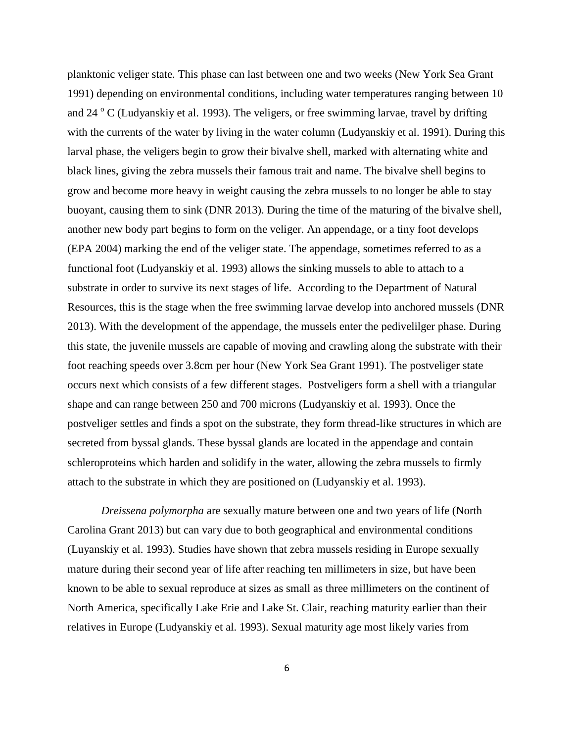planktonic veliger state. This phase can last between one and two weeks (New York Sea Grant 1991) depending on environmental conditions, including water temperatures ranging between 10 and 24 $^{o}$ C (Ludyanskiy et al. 1993). The veligers, or free swimming larvae, travel by drifting with the currents of the water by living in the water column (Ludyanskiy et al. 1991). During this larval phase, the veligers begin to grow their bivalve shell, marked with alternating white and black lines, giving the zebra mussels their famous trait and name. The bivalve shell begins to grow and become more heavy in weight causing the zebra mussels to no longer be able to stay buoyant, causing them to sink (DNR 2013). During the time of the maturing of the bivalve shell, another new body part begins to form on the veliger. An appendage, or a tiny foot develops (EPA 2004) marking the end of the veliger state. The appendage, sometimes referred to as a functional foot (Ludyanskiy et al. 1993) allows the sinking mussels to able to attach to a substrate in order to survive its next stages of life. According to the Department of Natural Resources, this is the stage when the free swimming larvae develop into anchored mussels (DNR 2013). With the development of the appendage, the mussels enter the pedivelilger phase. During this state, the juvenile mussels are capable of moving and crawling along the substrate with their foot reaching speeds over 3.8cm per hour (New York Sea Grant 1991). The postveliger state occurs next which consists of a few different stages. Postveligers form a shell with a triangular shape and can range between 250 and 700 microns (Ludyanskiy et al. 1993). Once the postveliger settles and finds a spot on the substrate, they form thread-like structures in which are secreted from byssal glands. These byssal glands are located in the appendage and contain schleroproteins which harden and solidify in the water, allowing the zebra mussels to firmly attach to the substrate in which they are positioned on (Ludyanskiy et al. 1993).

*Dreissena polymorpha* are sexually mature between one and two years of life (North Carolina Grant 2013) but can vary due to both geographical and environmental conditions (Luyanskiy et al. 1993). Studies have shown that zebra mussels residing in Europe sexually mature during their second year of life after reaching ten millimeters in size, but have been known to be able to sexual reproduce at sizes as small as three millimeters on the continent of North America, specifically Lake Erie and Lake St. Clair, reaching maturity earlier than their relatives in Europe (Ludyanskiy et al. 1993). Sexual maturity age most likely varies from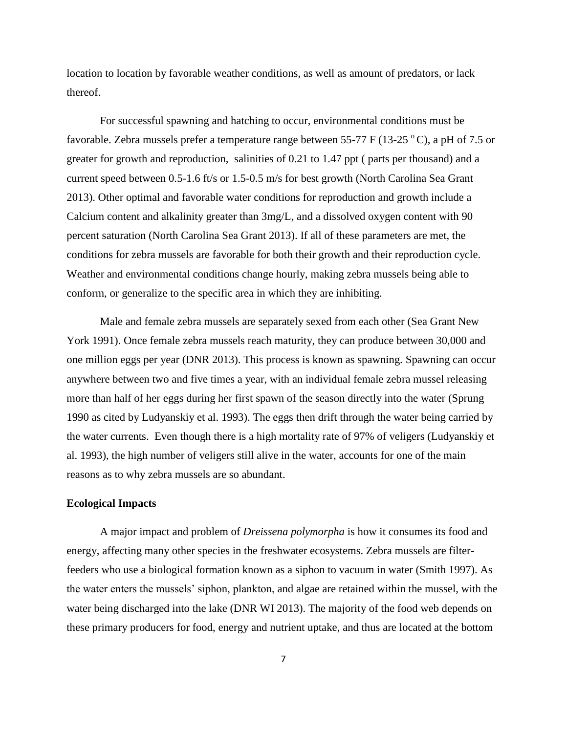location to location by favorable weather conditions, as well as amount of predators, or lack thereof.

For successful spawning and hatching to occur, environmental conditions must be favorable. Zebra mussels prefer a temperature range between 55-77 F (13-25 $^{o}$C), a pH of 7.5 or greater for growth and reproduction, salinities of 0.21 to 1.47 ppt ( parts per thousand) and a current speed between 0.5-1.6 ft/s or 1.5-0.5 m/s for best growth (North Carolina Sea Grant 2013). Other optimal and favorable water conditions for reproduction and growth include a Calcium content and alkalinity greater than 3mg/L, and a dissolved oxygen content with 90 percent saturation (North Carolina Sea Grant 2013). If all of these parameters are met, the conditions for zebra mussels are favorable for both their growth and their reproduction cycle. Weather and environmental conditions change hourly, making zebra mussels being able to conform, or generalize to the specific area in which they are inhibiting.

Male and female zebra mussels are separately sexed from each other (Sea Grant New York 1991). Once female zebra mussels reach maturity, they can produce between 30,000 and one million eggs per year (DNR 2013). This process is known as spawning. Spawning can occur anywhere between two and five times a year, with an individual female zebra mussel releasing more than half of her eggs during her first spawn of the season directly into the water (Sprung 1990 as cited by Ludyanskiy et al. 1993). The eggs then drift through the water being carried by the water currents. Even though there is a high mortality rate of 97% of veligers (Ludyanskiy et al. 1993), the high number of veligers still alive in the water, accounts for one of the main reasons as to why zebra mussels are so abundant.

**Ecological Impacts**

A major impact and problem of *Dreissena polymorpha* is how it consumes its food and energy, affecting many other species in the freshwater ecosystems. Zebra mussels are filter-feeders who use a biological formation known as a siphon to vacuum in water (Smith 1997). As the water enters the mussels' siphon, plankton, and algae are retained within the mussel, with the water being discharged into the lake (DNR WI 2013). The majority of the food web depends on these primary producers for food, energy and nutrient uptake, and thus are located at the bottom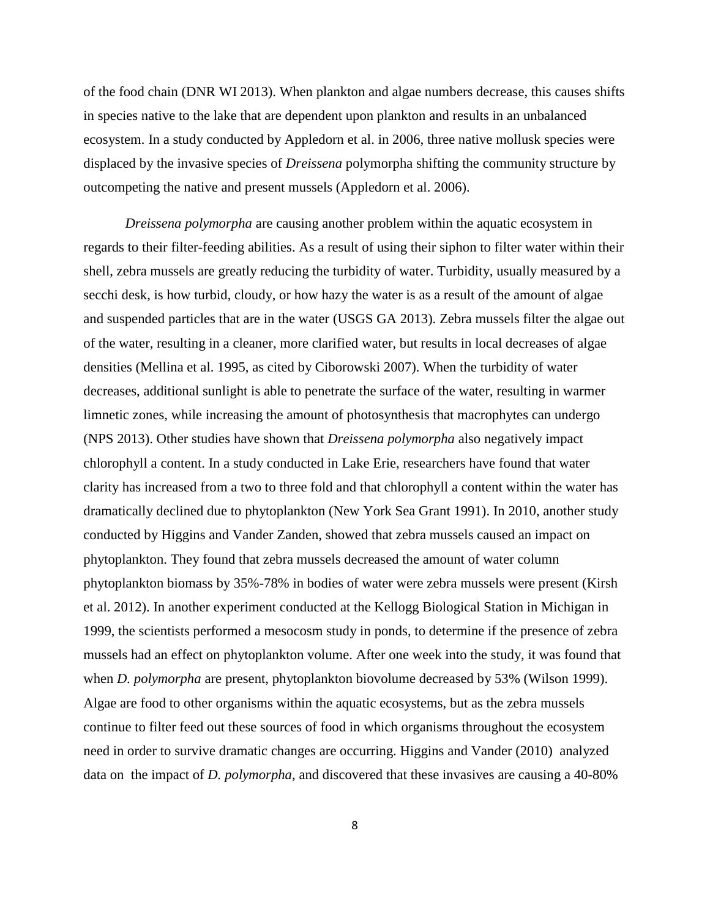of the food chain (DNR WI 2013). When plankton and algae numbers decrease, this causes shifts in species native to the lake that are dependent upon plankton and results in an unbalanced ecosystem. In a study conducted by Appledorn et al. in 2006, three native mollusk species were displaced by the invasive species of *Dreissena* polymorpha shifting the community structure by outcompeting the native and present mussels (Appledorn et al. 2006).

*Dreissena polymorpha* are causing another problem within the aquatic ecosystem in regards to their filter-feeding abilities. As a result of using their siphon to filter water within their shell, zebra mussels are greatly reducing the turbidity of water. Turbidity, usually measured by a secchi desk, is how turbid, cloudy, or how hazy the water is as a result of the amount of algae and suspended particles that are in the water (USGS GA 2013). Zebra mussels filter the algae out of the water, resulting in a cleaner, more clarified water, but results in local decreases of algae densities (Mellina et al. 1995, as cited by Ciborowski 2007). When the turbidity of water decreases, additional sunlight is able to penetrate the surface of the water, resulting in warmer limnetic zones, while increasing the amount of photosynthesis that macrophytes can undergo (NPS 2013). Other studies have shown that *Dreissena polymorpha* also negatively impact chlorophyll a content. In a study conducted in Lake Erie, researchers have found that water clarity has increased from a two to three fold and that chlorophyll a content within the water has dramatically declined due to phytoplankton (New York Sea Grant 1991). In 2010, another study conducted by Higgins and Vander Zanden, showed that zebra mussels caused an impact on phytoplankton. They found that zebra mussels decreased the amount of water column phytoplankton biomass by 35%-78% in bodies of water were zebra mussels were present (Kirsh et al. 2012). In another experiment conducted at the Kellogg Biological Station in Michigan in 1999, the scientists performed a mesocosm study in ponds, to determine if the presence of zebra mussels had an effect on phytoplankton volume. After one week into the study, it was found that when *D. polymorpha* are present, phytoplankton biovolume decreased by 53% (Wilson 1999). Algae are food to other organisms within the aquatic ecosystems, but as the zebra mussels continue to filter feed out these sources of food in which organisms throughout the ecosystem need in order to survive dramatic changes are occurring. Higgins and Vander (2010) analyzed data on the impact of *D. polymorpha*, and discovered that these invasives are causing a 40-80%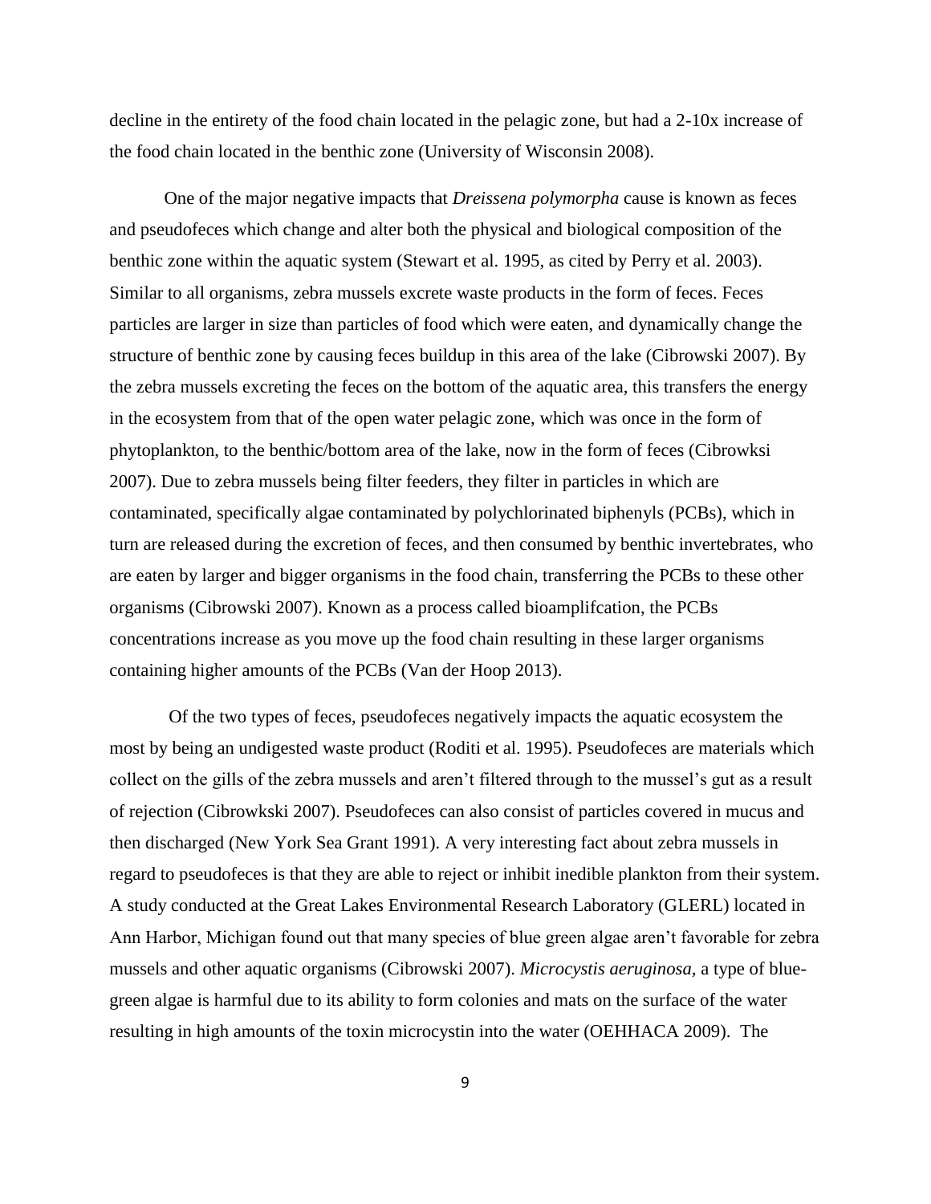decline in the entirety of the food chain located in the pelagic zone, but had a 2-10x increase of the food chain located in the benthic zone (University of Wisconsin 2008).

One of the major negative impacts that *Dreissena polymorpha* cause is known as feces and pseudofeces which change and alter both the physical and biological composition of the benthic zone within the aquatic system (Stewart et al. 1995, as cited by Perry et al. 2003). Similar to all organisms, zebra mussels excrete waste products in the form of feces. Feces particles are larger in size than particles of food which were eaten, and dynamically change the structure of benthic zone by causing feces buildup in this area of the lake (Cibrowski 2007). By the zebra mussels excreting the feces on the bottom of the aquatic area, this transfers the energy in the ecosystem from that of the open water pelagic zone, which was once in the form of phytoplankton, to the benthic/bottom area of the lake, now in the form of feces (Cibrowksi 2007). Due to zebra mussels being filter feeders, they filter in particles in which are contaminated, specifically algae contaminated by polychlorinated biphenyls (PCBs), which in turn are released during the excretion of feces, and then consumed by benthic invertebrates, who are eaten by larger and bigger organisms in the food chain, transferring the PCBs to these other organisms (Cibrowski 2007). Known as a process called bioamplifcation, the PCBs concentrations increase as you move up the food chain resulting in these larger organisms containing higher amounts of the PCBs (Van der Hoop 2013).

Of the two types of feces, pseudofeces negatively impacts the aquatic ecosystem the most by being an undigested waste product (Roditi et al. 1995). Pseudofeces are materials which collect on the gills of the zebra mussels and aren't filtered through to the mussel's gut as a result of rejection (Cibrowkski 2007). Pseudofeces can also consist of particles covered in mucus and then discharged (New York Sea Grant 1991). A very interesting fact about zebra mussels in regard to pseudofeces is that they are able to reject or inhibit inedible plankton from their system. A study conducted at the Great Lakes Environmental Research Laboratory (GLERL) located in Ann Harbor, Michigan found out that many species of blue green algae aren't favorable for zebra mussels and other aquatic organisms (Cibrowski 2007). *Microcystis aeruginosa,* a type of blue-green algae is harmful due to its ability to form colonies and mats on the surface of the water resulting in high amounts of the toxin microcystin into the water (OEHHACA 2009). The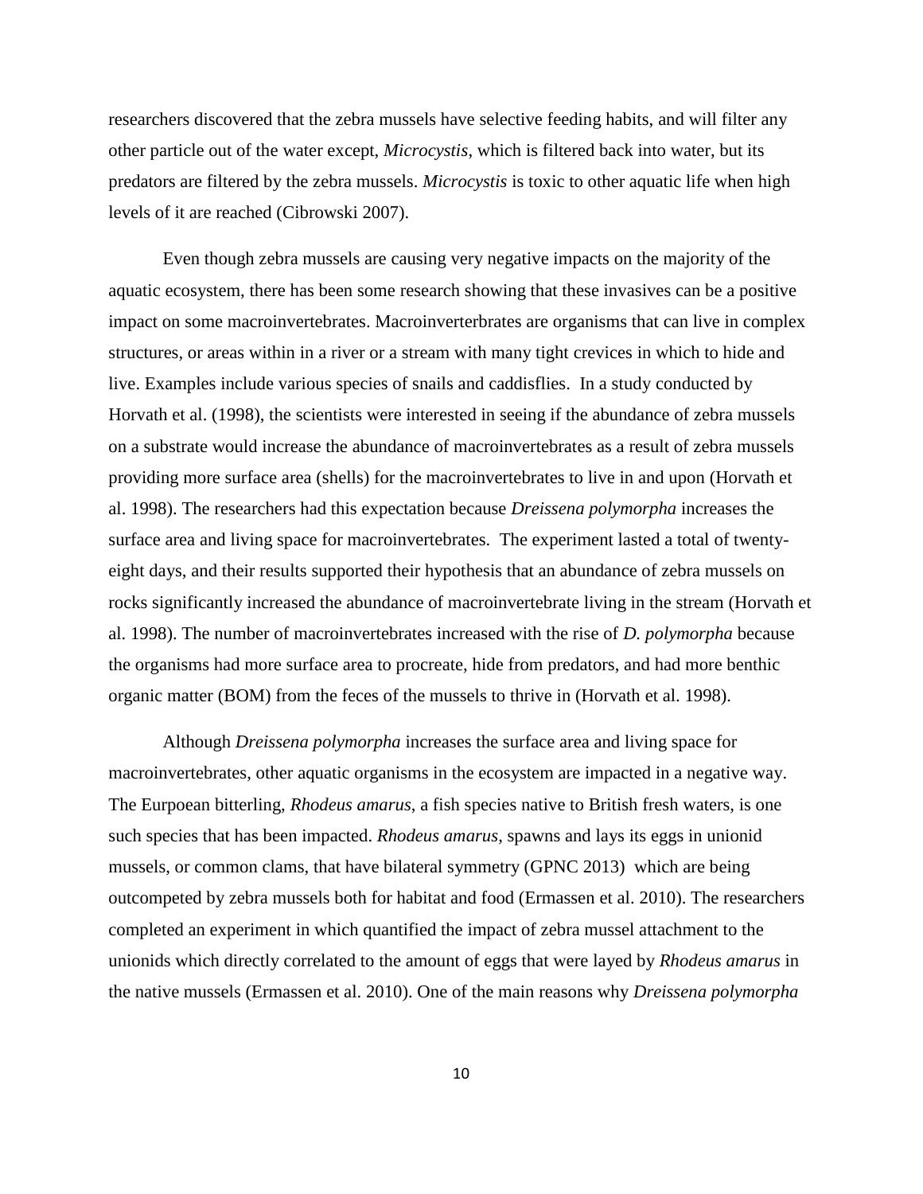researchers discovered that the zebra mussels have selective feeding habits, and will filter any other particle out of the water except, *Microcystis*, which is filtered back into water, but its predators are filtered by the zebra mussels. *Microcystis* is toxic to other aquatic life when high levels of it are reached (Cibrowski 2007).

Even though zebra mussels are causing very negative impacts on the majority of the aquatic ecosystem, there has been some research showing that these invasives can be a positive impact on some macroinvertebrates. Macroinverterbrates are organisms that can live in complex structures, or areas within in a river or a stream with many tight crevices in which to hide and live. Examples include various species of snails and caddisflies. In a study conducted by Horvath et al. (1998), the scientists were interested in seeing if the abundance of zebra mussels on a substrate would increase the abundance of macroinvertebrates as a result of zebra mussels providing more surface area (shells) for the macroinvertebrates to live in and upon (Horvath et al. 1998). The researchers had this expectation because *Dreissena polymorpha* increases the surface area and living space for macroinvertebrates. The experiment lasted a total of twenty-eight days, and their results supported their hypothesis that an abundance of zebra mussels on rocks significantly increased the abundance of macroinvertebrate living in the stream (Horvath et al. 1998). The number of macroinvertebrates increased with the rise of *D. polymorpha* because the organisms had more surface area to procreate, hide from predators, and had more benthic organic matter (BOM) from the feces of the mussels to thrive in (Horvath et al. 1998).

Although *Dreissena polymorpha* increases the surface area and living space for macroinvertebrates, other aquatic organisms in the ecosystem are impacted in a negative way. The Eurpoean bitterling, *Rhodeus amarus*, a fish species native to British fresh waters, is one such species that has been impacted. *Rhodeus amarus*, spawns and lays its eggs in unionid mussels, or common clams, that have bilateral symmetry (GPNC 2013) which are being outcompeted by zebra mussels both for habitat and food (Ermassen et al. 2010). The researchers completed an experiment in which quantified the impact of zebra mussel attachment to the unionids which directly correlated to the amount of eggs that were layed by *Rhodeus amarus* in the native mussels (Ermassen et al. 2010). One of the main reasons why *Dreissena polymorpha*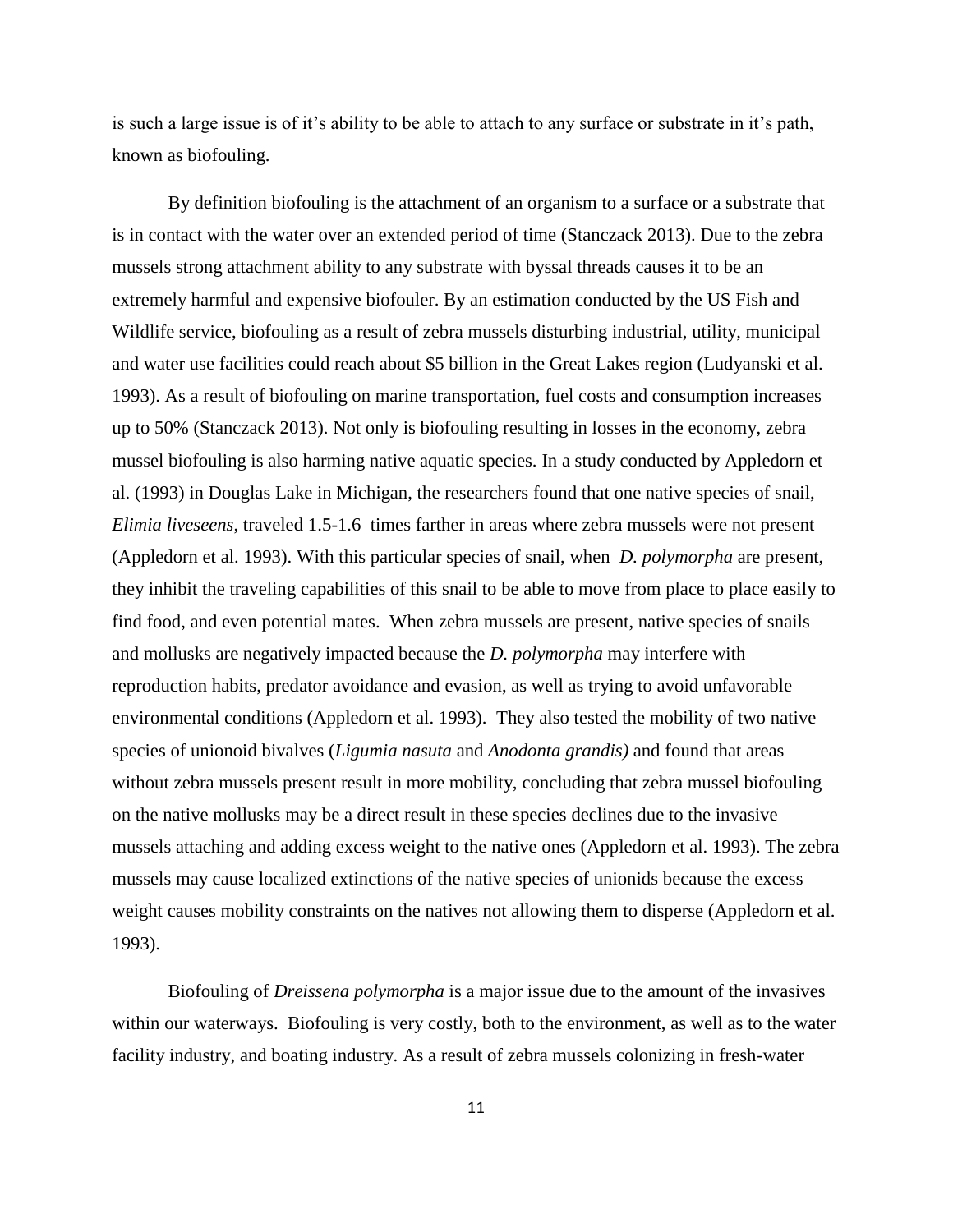is such a large issue is of it's ability to be able to attach to any surface or substrate in it's path, known as biofouling.

By definition biofouling is the attachment of an organism to a surface or a substrate that is in contact with the water over an extended period of time (Stanczack 2013). Due to the zebra mussels strong attachment ability to any substrate with byssal threads causes it to be an extremely harmful and expensive biofouler. By an estimation conducted by the US Fish and Wildlife service, biofouling as a result of zebra mussels disturbing industrial, utility, municipal and water use facilities could reach about \$5 billion in the Great Lakes region (Ludyanski et al. 1993). As a result of biofouling on marine transportation, fuel costs and consumption increases up to 50% (Stanczack 2013). Not only is biofouling resulting in losses in the economy, zebra mussel biofouling is also harming native aquatic species. In a study conducted by Appledorn et al. (1993) in Douglas Lake in Michigan, the researchers found that one native species of snail, *Elimia liveseens*, traveled 1.5-1.6 times farther in areas where zebra mussels were not present (Appledorn et al. 1993). With this particular species of snail, when *D. polymorpha* are present, they inhibit the traveling capabilities of this snail to be able to move from place to place easily to find food, and even potential mates. When zebra mussels are present, native species of snails and mollusks are negatively impacted because the *D. polymorpha* may interfere with reproduction habits, predator avoidance and evasion, as well as trying to avoid unfavorable environmental conditions (Appledorn et al. 1993). They also tested the mobility of two native species of unionoid bivalves (*Ligumia nasuta* and *Anodonta grandis)* and found that areas without zebra mussels present result in more mobility, concluding that zebra mussel biofouling on the native mollusks may be a direct result in these species declines due to the invasive mussels attaching and adding excess weight to the native ones (Appledorn et al. 1993). The zebra mussels may cause localized extinctions of the native species of unionids because the excess weight causes mobility constraints on the natives not allowing them to disperse (Appledorn et al. 1993).

Biofouling of *Dreissena polymorpha* is a major issue due to the amount of the invasives within our waterways. Biofouling is very costly, both to the environment, as well as to the water facility industry, and boating industry. As a result of zebra mussels colonizing in fresh-water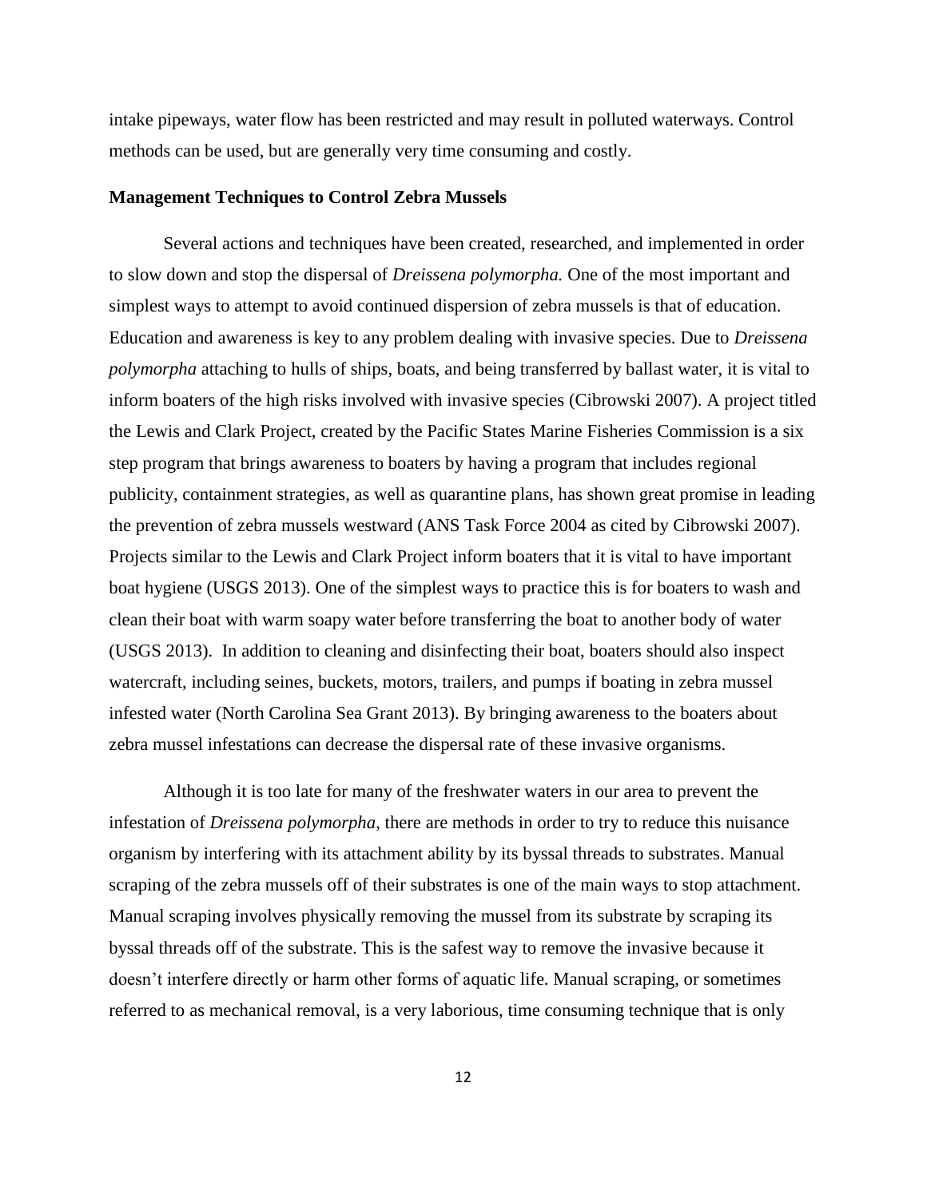intake pipeways, water flow has been restricted and may result in polluted waterways. Control methods can be used, but are generally very time consuming and costly.

**Management Techniques to Control Zebra Mussels**

Several actions and techniques have been created, researched, and implemented in order to slow down and stop the dispersal of *Dreissena polymorpha.* One of the most important and simplest ways to attempt to avoid continued dispersion of zebra mussels is that of education. Education and awareness is key to any problem dealing with invasive species. Due to *Dreissena polymorpha* attaching to hulls of ships, boats, and being transferred by ballast water, it is vital to inform boaters of the high risks involved with invasive species (Cibrowski 2007). A project titled the Lewis and Clark Project, created by the Pacific States Marine Fisheries Commission is a six step program that brings awareness to boaters by having a program that includes regional publicity, containment strategies, as well as quarantine plans, has shown great promise in leading the prevention of zebra mussels westward (ANS Task Force 2004 as cited by Cibrowski 2007). Projects similar to the Lewis and Clark Project inform boaters that it is vital to have important boat hygiene (USGS 2013). One of the simplest ways to practice this is for boaters to wash and clean their boat with warm soapy water before transferring the boat to another body of water (USGS 2013). In addition to cleaning and disinfecting their boat, boaters should also inspect watercraft, including seines, buckets, motors, trailers, and pumps if boating in zebra mussel infested water (North Carolina Sea Grant 2013). By bringing awareness to the boaters about zebra mussel infestations can decrease the dispersal rate of these invasive organisms.

Although it is too late for many of the freshwater waters in our area to prevent the infestation of *Dreissena polymorpha*, there are methods in order to try to reduce this nuisance organism by interfering with its attachment ability by its byssal threads to substrates. Manual scraping of the zebra mussels off of their substrates is one of the main ways to stop attachment. Manual scraping involves physically removing the mussel from its substrate by scraping its byssal threads off of the substrate. This is the safest way to remove the invasive because it doesn't interfere directly or harm other forms of aquatic life. Manual scraping, or sometimes referred to as mechanical removal, is a very laborious, time consuming technique that is only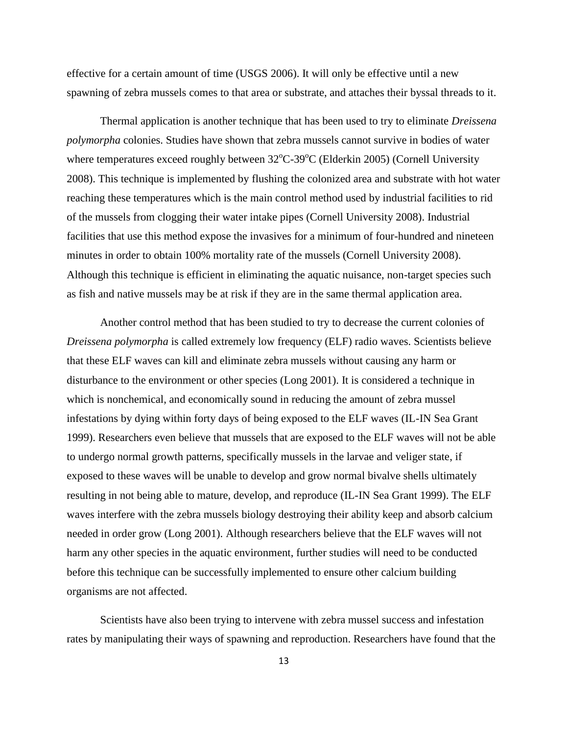effective for a certain amount of time (USGS 2006). It will only be effective until a new spawning of zebra mussels comes to that area or substrate, and attaches their byssal threads to it.

Thermal application is another technique that has been used to try to eliminate *Dreissena polymorpha* colonies. Studies have shown that zebra mussels cannot survive in bodies of water where temperatures exceed roughly between $32^{o}$C-$39^{o}$C (Elderkin 2005) (Cornell University 2008). This technique is implemented by flushing the colonized area and substrate with hot water reaching these temperatures which is the main control method used by industrial facilities to rid of the mussels from clogging their water intake pipes (Cornell University 2008). Industrial facilities that use this method expose the invasives for a minimum of four-hundred and nineteen minutes in order to obtain 100% mortality rate of the mussels (Cornell University 2008). Although this technique is efficient in eliminating the aquatic nuisance, non-target species such as fish and native mussels may be at risk if they are in the same thermal application area.

Another control method that has been studied to try to decrease the current colonies of *Dreissena polymorpha* is called extremely low frequency (ELF) radio waves. Scientists believe that these ELF waves can kill and eliminate zebra mussels without causing any harm or disturbance to the environment or other species (Long 2001). It is considered a technique in which is nonchemical, and economically sound in reducing the amount of zebra mussel infestations by dying within forty days of being exposed to the ELF waves (IL-IN Sea Grant 1999). Researchers even believe that mussels that are exposed to the ELF waves will not be able to undergo normal growth patterns, specifically mussels in the larvae and veliger state, if exposed to these waves will be unable to develop and grow normal bivalve shells ultimately resulting in not being able to mature, develop, and reproduce (IL-IN Sea Grant 1999). The ELF waves interfere with the zebra mussels biology destroying their ability keep and absorb calcium needed in order grow (Long 2001). Although researchers believe that the ELF waves will not harm any other species in the aquatic environment, further studies will need to be conducted before this technique can be successfully implemented to ensure other calcium building organisms are not affected.

Scientists have also been trying to intervene with zebra mussel success and infestation rates by manipulating their ways of spawning and reproduction. Researchers have found that the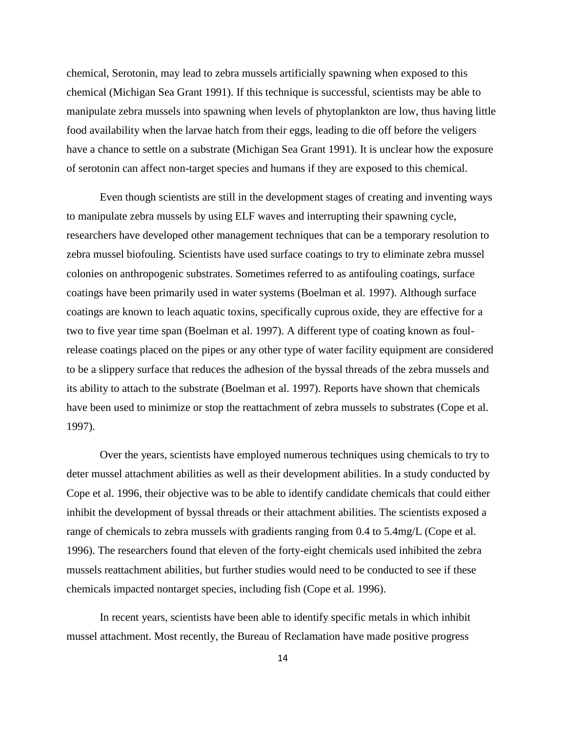chemical, Serotonin, may lead to zebra mussels artificially spawning when exposed to this chemical (Michigan Sea Grant 1991). If this technique is successful, scientists may be able to manipulate zebra mussels into spawning when levels of phytoplankton are low, thus having little food availability when the larvae hatch from their eggs, leading to die off before the veligers have a chance to settle on a substrate (Michigan Sea Grant 1991). It is unclear how the exposure of serotonin can affect non-target species and humans if they are exposed to this chemical.

Even though scientists are still in the development stages of creating and inventing ways to manipulate zebra mussels by using ELF waves and interrupting their spawning cycle, researchers have developed other management techniques that can be a temporary resolution to zebra mussel biofouling. Scientists have used surface coatings to try to eliminate zebra mussel colonies on anthropogenic substrates. Sometimes referred to as antifouling coatings, surface coatings have been primarily used in water systems (Boelman et al. 1997). Although surface coatings are known to leach aquatic toxins, specifically cuprous oxide, they are effective for a two to five year time span (Boelman et al. 1997). A different type of coating known as foul-release coatings placed on the pipes or any other type of water facility equipment are considered to be a slippery surface that reduces the adhesion of the byssal threads of the zebra mussels and its ability to attach to the substrate (Boelman et al. 1997). Reports have shown that chemicals have been used to minimize or stop the reattachment of zebra mussels to substrates (Cope et al. 1997).

Over the years, scientists have employed numerous techniques using chemicals to try to deter mussel attachment abilities as well as their development abilities. In a study conducted by Cope et al. 1996, their objective was to be able to identify candidate chemicals that could either inhibit the development of byssal threads or their attachment abilities. The scientists exposed a range of chemicals to zebra mussels with gradients ranging from 0.4 to 5.4mg/L (Cope et al. 1996). The researchers found that eleven of the forty-eight chemicals used inhibited the zebra mussels reattachment abilities, but further studies would need to be conducted to see if these chemicals impacted nontarget species, including fish (Cope et al. 1996).

In recent years, scientists have been able to identify specific metals in which inhibit mussel attachment. Most recently, the Bureau of Reclamation have made positive progress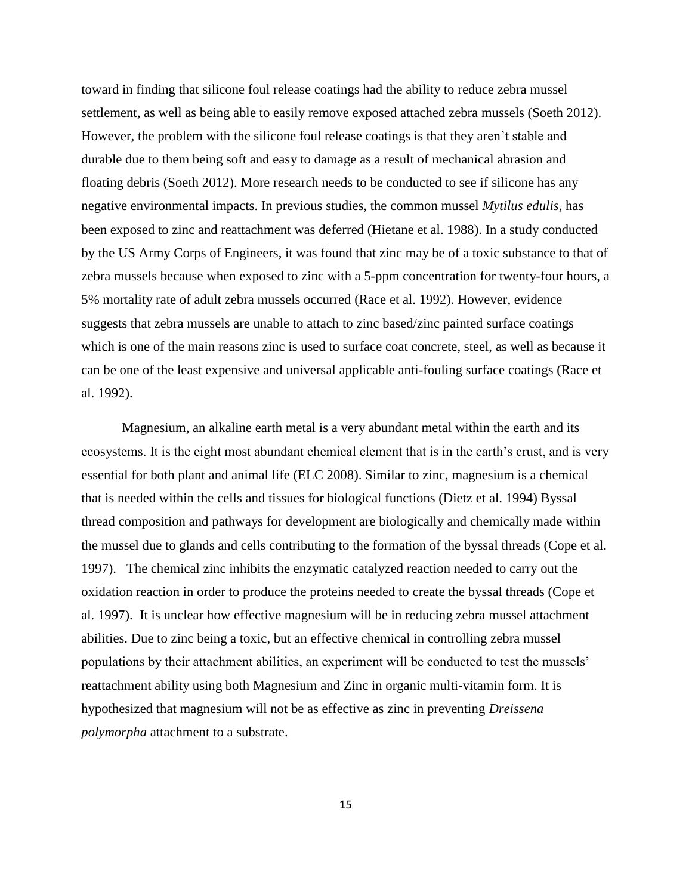toward in finding that silicone foul release coatings had the ability to reduce zebra mussel settlement, as well as being able to easily remove exposed attached zebra mussels (Soeth 2012). However, the problem with the silicone foul release coatings is that they aren't stable and durable due to them being soft and easy to damage as a result of mechanical abrasion and floating debris (Soeth 2012). More research needs to be conducted to see if silicone has any negative environmental impacts. In previous studies, the common mussel *Mytilus edulis*, has been exposed to zinc and reattachment was deferred (Hietane et al. 1988). In a study conducted by the US Army Corps of Engineers, it was found that zinc may be of a toxic substance to that of zebra mussels because when exposed to zinc with a 5-ppm concentration for twenty-four hours, a 5% mortality rate of adult zebra mussels occurred (Race et al. 1992). However, evidence suggests that zebra mussels are unable to attach to zinc based/zinc painted surface coatings which is one of the main reasons zinc is used to surface coat concrete, steel, as well as because it can be one of the least expensive and universal applicable anti-fouling surface coatings (Race et al. 1992).

Magnesium, an alkaline earth metal is a very abundant metal within the earth and its ecosystems. It is the eight most abundant chemical element that is in the earth's crust, and is very essential for both plant and animal life (ELC 2008). Similar to zinc, magnesium is a chemical that is needed within the cells and tissues for biological functions (Dietz et al. 1994) Byssal thread composition and pathways for development are biologically and chemically made within the mussel due to glands and cells contributing to the formation of the byssal threads (Cope et al. 1997). The chemical zinc inhibits the enzymatic catalyzed reaction needed to carry out the oxidation reaction in order to produce the proteins needed to create the byssal threads (Cope et al. 1997). It is unclear how effective magnesium will be in reducing zebra mussel attachment abilities. Due to zinc being a toxic, but an effective chemical in controlling zebra mussel populations by their attachment abilities, an experiment will be conducted to test the mussels' reattachment ability using both Magnesium and Zinc in organic multi-vitamin form. It is hypothesized that magnesium will not be as effective as zinc in preventing *Dreissena polymorpha* attachment to a substrate.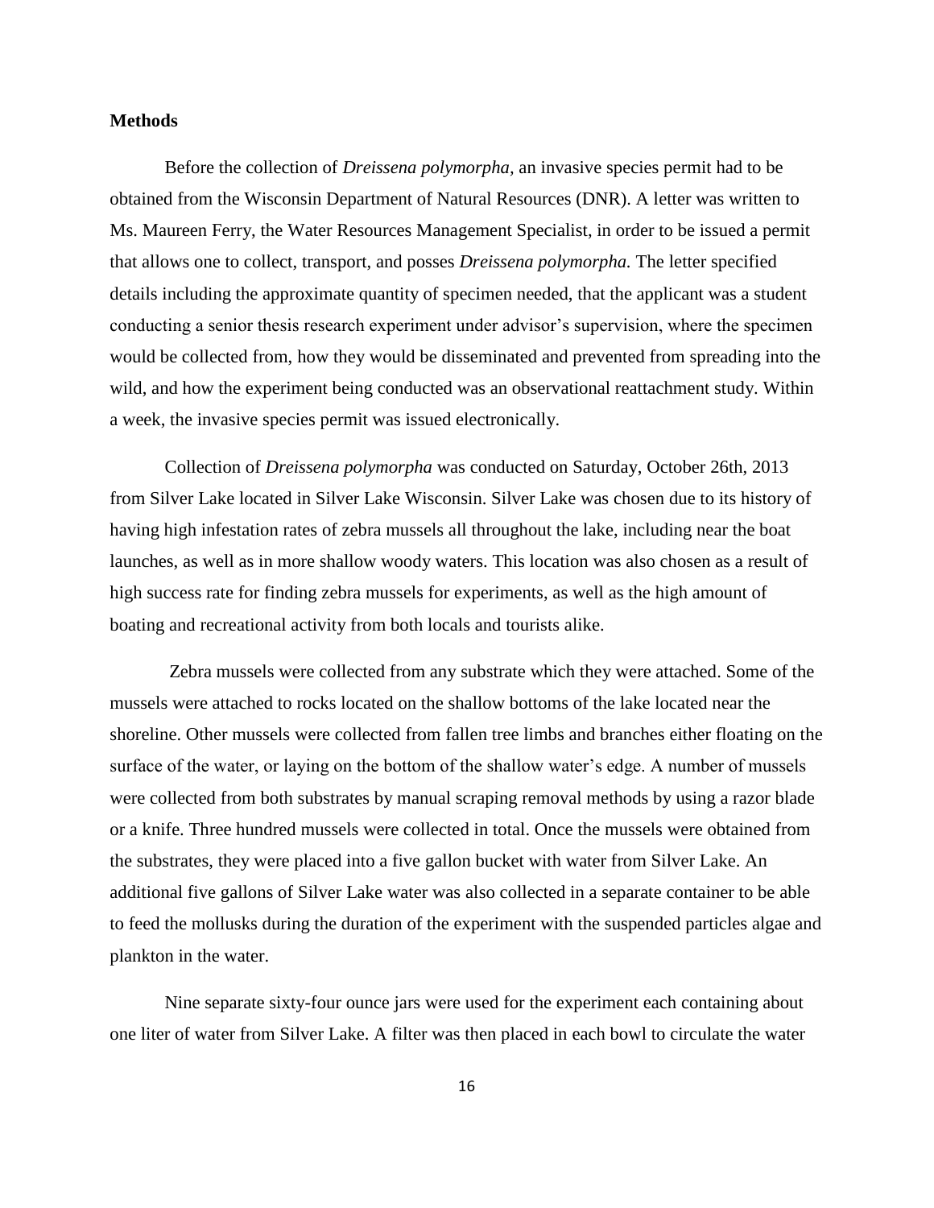**Methods**

Before the collection of *Dreissena polymorpha,* an invasive species permit had to be obtained from the Wisconsin Department of Natural Resources (DNR). A letter was written to Ms. Maureen Ferry, the Water Resources Management Specialist, in order to be issued a permit that allows one to collect, transport, and posses *Dreissena polymorpha.* The letter specified details including the approximate quantity of specimen needed, that the applicant was a student conducting a senior thesis research experiment under advisor's supervision, where the specimen would be collected from, how they would be disseminated and prevented from spreading into the wild, and how the experiment being conducted was an observational reattachment study. Within a week, the invasive species permit was issued electronically.

Collection of *Dreissena polymorpha* was conducted on Saturday, October 26th, 2013 from Silver Lake located in Silver Lake Wisconsin. Silver Lake was chosen due to its history of having high infestation rates of zebra mussels all throughout the lake, including near the boat launches, as well as in more shallow woody waters. This location was also chosen as a result of high success rate for finding zebra mussels for experiments, as well as the high amount of boating and recreational activity from both locals and tourists alike.

Zebra mussels were collected from any substrate which they were attached. Some of the mussels were attached to rocks located on the shallow bottoms of the lake located near the shoreline. Other mussels were collected from fallen tree limbs and branches either floating on the surface of the water, or laying on the bottom of the shallow water's edge. A number of mussels were collected from both substrates by manual scraping removal methods by using a razor blade or a knife. Three hundred mussels were collected in total. Once the mussels were obtained from the substrates, they were placed into a five gallon bucket with water from Silver Lake. An additional five gallons of Silver Lake water was also collected in a separate container to be able to feed the mollusks during the duration of the experiment with the suspended particles algae and plankton in the water.

Nine separate sixty-four ounce jars were used for the experiment each containing about one liter of water from Silver Lake. A filter was then placed in each bowl to circulate the water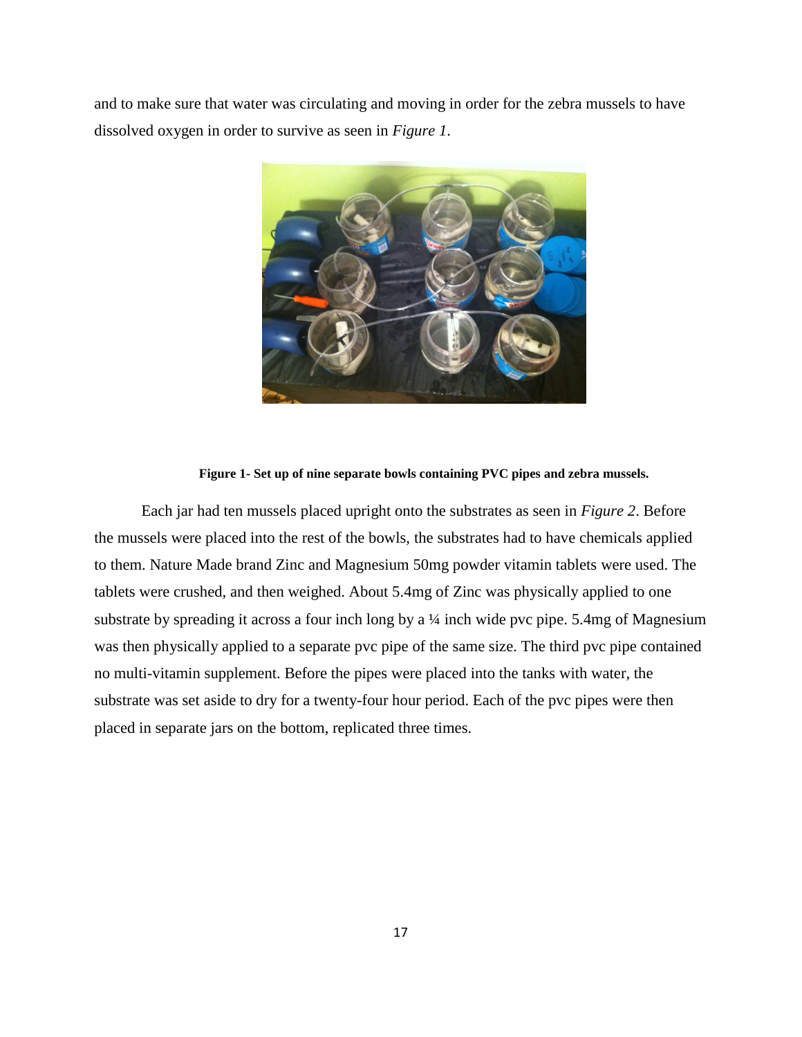and to make sure that water was circulating and moving in order for the zebra mussels to have dissolved oxygen in order to survive as seen in *Figure 1*.

**Figure 1- Set up of nine separate bowls containing PVC pipes and zebra mussels.**

Each jar had ten mussels placed upright onto the substrates as seen in *Figure 2*. Before the mussels were placed into the rest of the bowls, the substrates had to have chemicals applied to them. Nature Made brand Zinc and Magnesium 50mg powder vitamin tablets were used. The tablets were crushed, and then weighed. About 5.4mg of Zinc was physically applied to one substrate by spreading it across a four inch long by a ¼ inch wide pvc pipe. 5.4mg of Magnesium was then physically applied to a separate pvc pipe of the same size. The third pvc pipe contained no multi-vitamin supplement. Before the pipes were placed into the tanks with water, the substrate was set aside to dry for a twenty-four hour period. Each of the pvc pipes were then placed in separate jars on the bottom, replicated three times.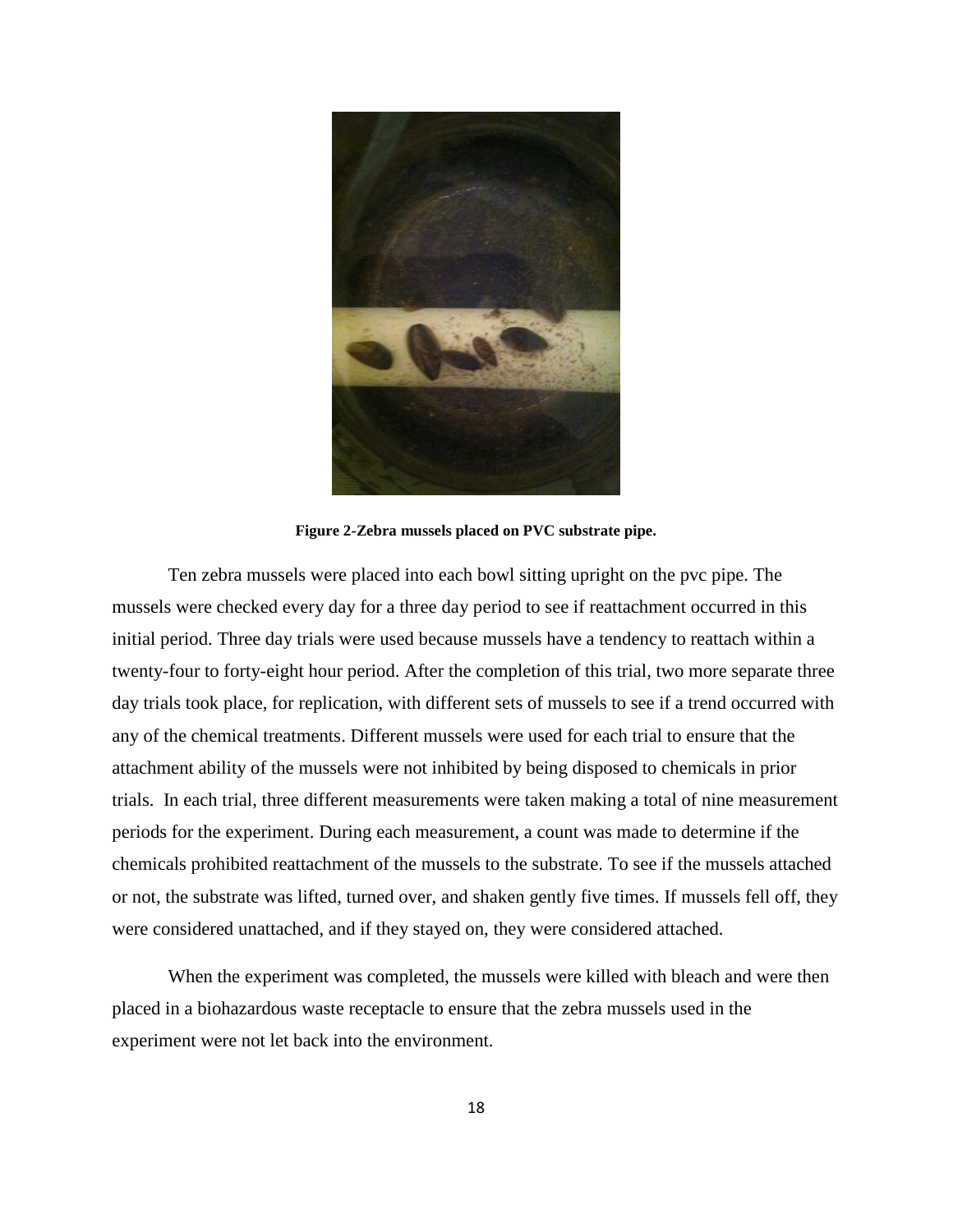**Figure 2-Zebra mussels placed on PVC substrate pipe.**

Ten zebra mussels were placed into each bowl sitting upright on the pvc pipe. The mussels were checked every day for a three day period to see if reattachment occurred in this initial period. Three day trials were used because mussels have a tendency to reattach within a twenty-four to forty-eight hour period. After the completion of this trial, two more separate three day trials took place, for replication, with different sets of mussels to see if a trend occurred with any of the chemical treatments. Different mussels were used for each trial to ensure that the attachment ability of the mussels were not inhibited by being disposed to chemicals in prior trials. In each trial, three different measurements were taken making a total of nine measurement periods for the experiment. During each measurement, a count was made to determine if the chemicals prohibited reattachment of the mussels to the substrate. To see if the mussels attached or not, the substrate was lifted, turned over, and shaken gently five times. If mussels fell off, they were considered unattached, and if they stayed on, they were considered attached.

When the experiment was completed, the mussels were killed with bleach and were then placed in a biohazardous waste receptacle to ensure that the zebra mussels used in the experiment were not let back into the environment.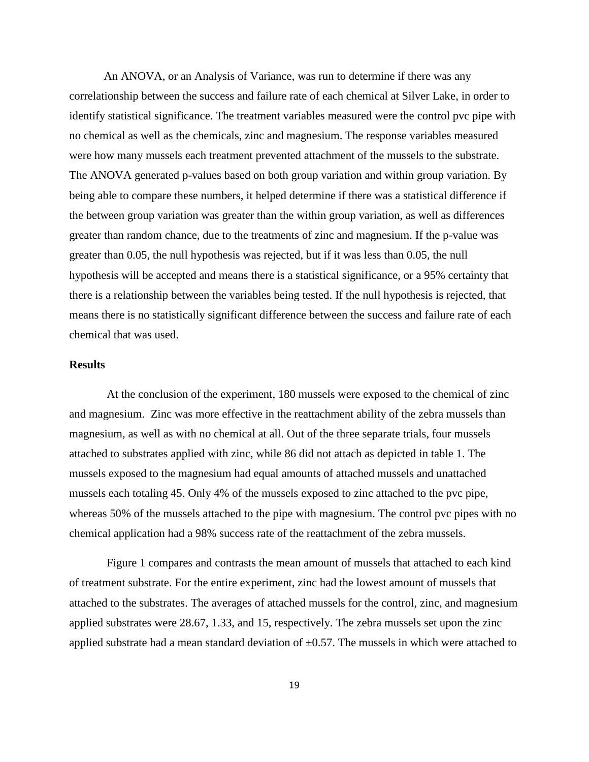An ANOVA, or an Analysis of Variance, was run to determine if there was any correlationship between the success and failure rate of each chemical at Silver Lake, in order to identify statistical significance. The treatment variables measured were the control pvc pipe with no chemical as well as the chemicals, zinc and magnesium. The response variables measured were how many mussels each treatment prevented attachment of the mussels to the substrate. The ANOVA generated p-values based on both group variation and within group variation. By being able to compare these numbers, it helped determine if there was a statistical difference if the between group variation was greater than the within group variation, as well as differences greater than random chance, due to the treatments of zinc and magnesium. If the p-value was greater than 0.05, the null hypothesis was rejected, but if it was less than 0.05, the null hypothesis will be accepted and means there is a statistical significance, or a 95% certainty that there is a relationship between the variables being tested. If the null hypothesis is rejected, that means there is no statistically significant difference between the success and failure rate of each chemical that was used.

**Results**

At the conclusion of the experiment, 180 mussels were exposed to the chemical of zinc and magnesium. Zinc was more effective in the reattachment ability of the zebra mussels than magnesium, as well as with no chemical at all. Out of the three separate trials, four mussels attached to substrates applied with zinc, while 86 did not attach as depicted in table 1. The mussels exposed to the magnesium had equal amounts of attached mussels and unattached mussels each totaling 45. Only 4% of the mussels exposed to zinc attached to the pvc pipe, whereas 50% of the mussels attached to the pipe with magnesium. The control pvc pipes with no chemical application had a 98% success rate of the reattachment of the zebra mussels.

Figure 1 compares and contrasts the mean amount of mussels that attached to each kind of treatment substrate. For the entire experiment, zinc had the lowest amount of mussels that attached to the substrates. The averages of attached mussels for the control, zinc, and magnesium applied substrates were 28.67, 1.33, and 15, respectively. The zebra mussels set upon the zinc applied substrate had a mean standard deviation of $\pm$0.57. The mussels in which were attached to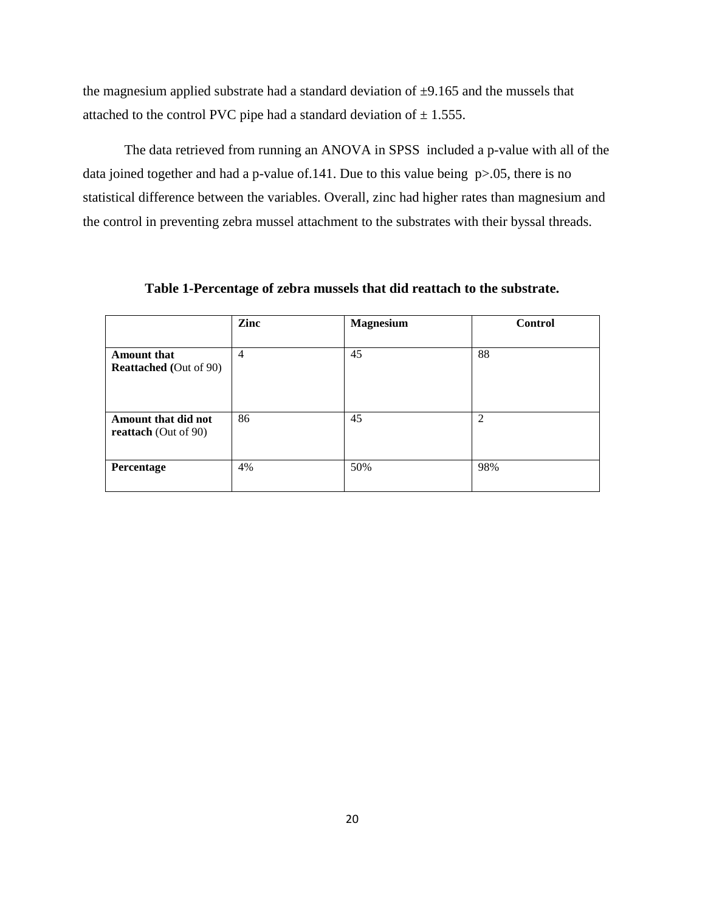the magnesium applied substrate had a standard deviation of ±9.165 and the mussels that attached to the control PVC pipe had a standard deviation of ± 1.555.

The data retrieved from running an ANOVA in SPSS included a p-value with all of the data joined together and had a p-value of.141. Due to this value being $p>.05$, there is no statistical difference between the variables. Overall, zinc had higher rates than magnesium and the control in preventing zebra mussel attachment to the substrates with their byssal threads.

**Table 1-Percentage of zebra mussels that did reattach to the substrate.**

| | **Zinc** | **Magnesium** | **Control** |
|---|---|---|---|
| **Amount that Reattached (**Out of 90) | 4 | 45 | 88 |
| **Amount that did not reattach** (Out of 90) | 86 | 45 | 2 |
| **Percentage** | 4% | 50% | 98% |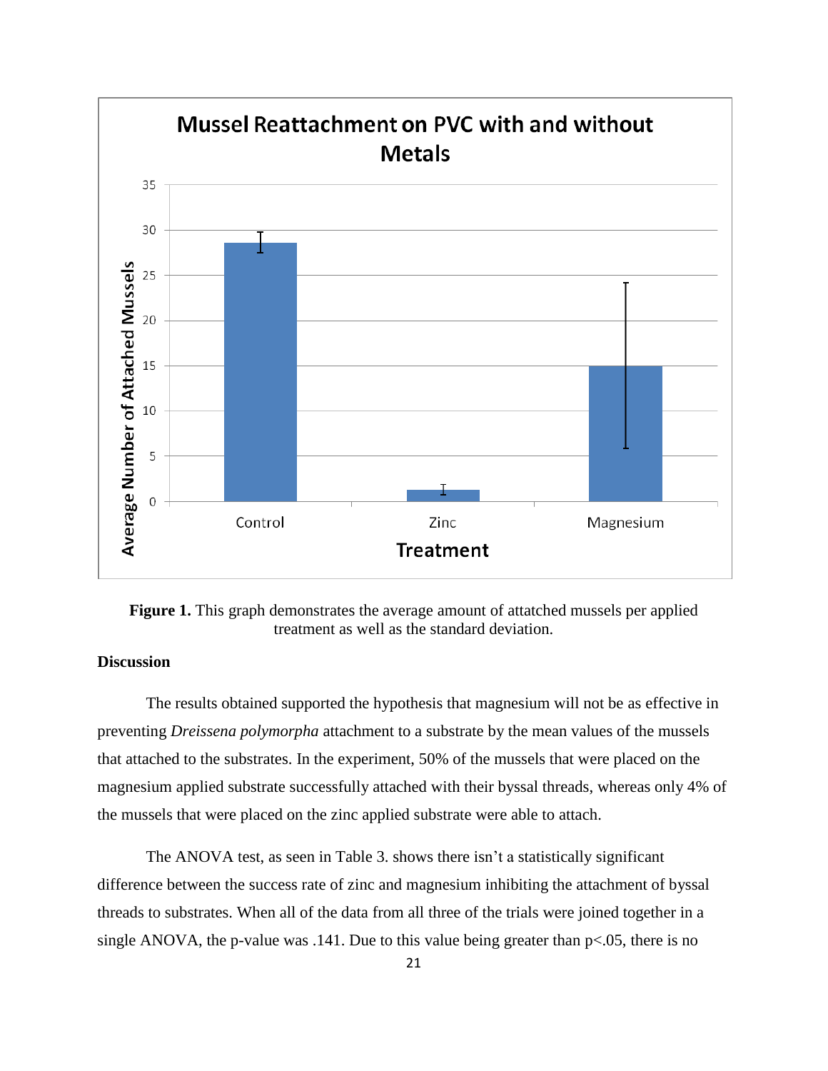**Figure 1.** This graph demonstrates the average amount of attatched mussels per applied treatment as well as the standard deviation.

**Discussion**

The results obtained supported the hypothesis that magnesium will not be as effective in preventing *Dreissena polymorpha* attachment to a substrate by the mean values of the mussels that attached to the substrates. In the experiment, 50% of the mussels that were placed on the magnesium applied substrate successfully attached with their byssal threads, whereas only 4% of the mussels that were placed on the zinc applied substrate were able to attach.

The ANOVA test, as seen in Table 3. shows there isn't a statistically significant difference between the success rate of zinc and magnesium inhibiting the attachment of byssal threads to substrates. When all of the data from all three of the trials were joined together in a single ANOVA, the p-value was .141. Due to this value being greater than $p<.05$, there is no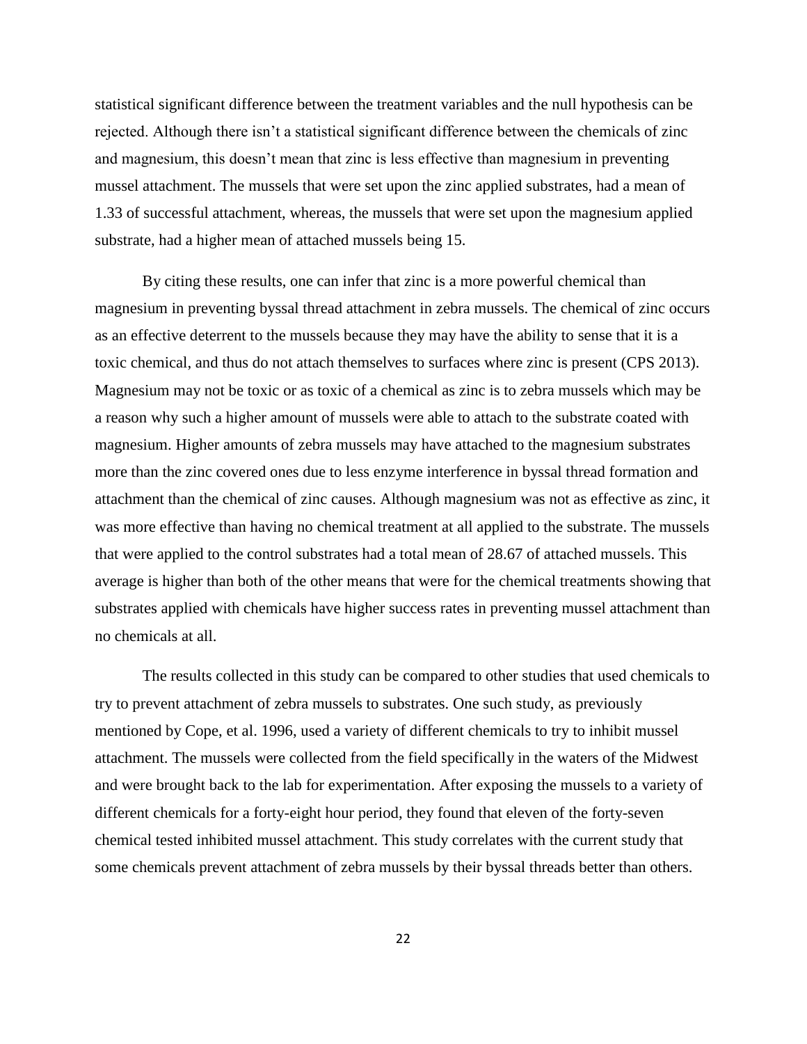statistical significant difference between the treatment variables and the null hypothesis can be rejected. Although there isn't a statistical significant difference between the chemicals of zinc and magnesium, this doesn't mean that zinc is less effective than magnesium in preventing mussel attachment. The mussels that were set upon the zinc applied substrates, had a mean of 1.33 of successful attachment, whereas, the mussels that were set upon the magnesium applied substrate, had a higher mean of attached mussels being 15.

By citing these results, one can infer that zinc is a more powerful chemical than magnesium in preventing byssal thread attachment in zebra mussels. The chemical of zinc occurs as an effective deterrent to the mussels because they may have the ability to sense that it is a toxic chemical, and thus do not attach themselves to surfaces where zinc is present (CPS 2013). Magnesium may not be toxic or as toxic of a chemical as zinc is to zebra mussels which may be a reason why such a higher amount of mussels were able to attach to the substrate coated with magnesium. Higher amounts of zebra mussels may have attached to the magnesium substrates more than the zinc covered ones due to less enzyme interference in byssal thread formation and attachment than the chemical of zinc causes. Although magnesium was not as effective as zinc, it was more effective than having no chemical treatment at all applied to the substrate. The mussels that were applied to the control substrates had a total mean of 28.67 of attached mussels. This average is higher than both of the other means that were for the chemical treatments showing that substrates applied with chemicals have higher success rates in preventing mussel attachment than no chemicals at all.

The results collected in this study can be compared to other studies that used chemicals to try to prevent attachment of zebra mussels to substrates. One such study, as previously mentioned by Cope, et al. 1996, used a variety of different chemicals to try to inhibit mussel attachment. The mussels were collected from the field specifically in the waters of the Midwest and were brought back to the lab for experimentation. After exposing the mussels to a variety of different chemicals for a forty-eight hour period, they found that eleven of the forty-seven chemical tested inhibited mussel attachment. This study correlates with the current study that some chemicals prevent attachment of zebra mussels by their byssal threads better than others.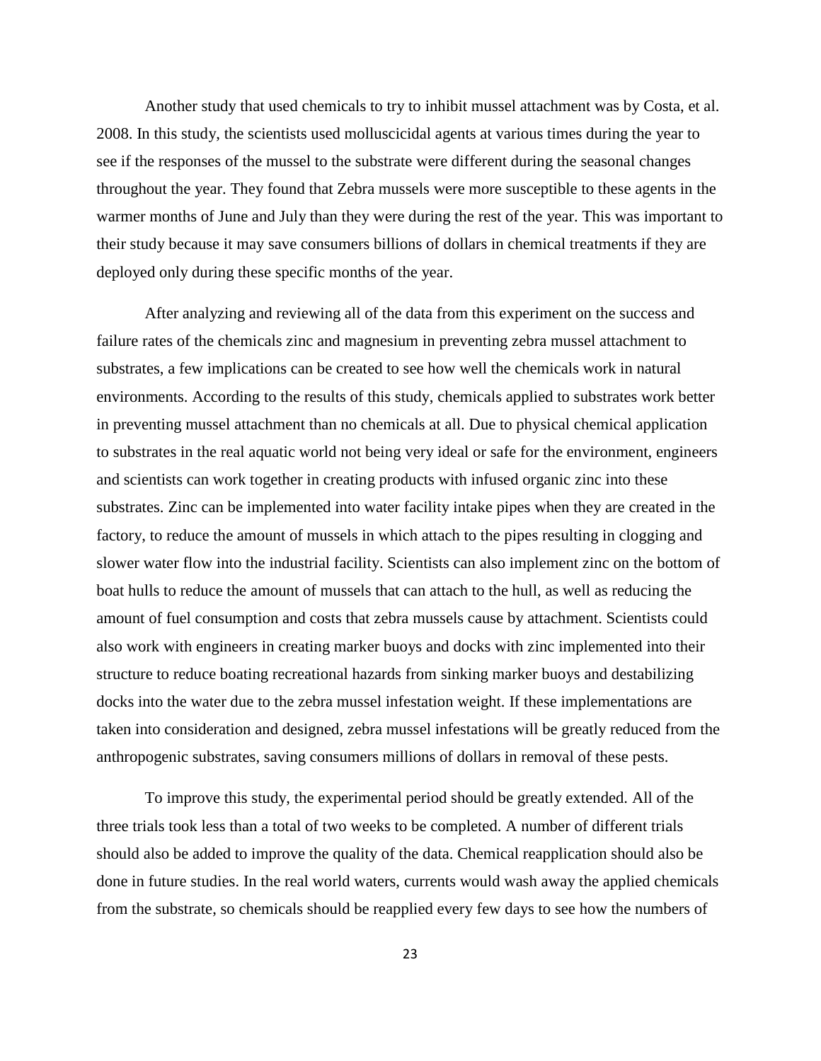Another study that used chemicals to try to inhibit mussel attachment was by Costa, et al. 2008. In this study, the scientists used molluscicidal agents at various times during the year to see if the responses of the mussel to the substrate were different during the seasonal changes throughout the year. They found that Zebra mussels were more susceptible to these agents in the warmer months of June and July than they were during the rest of the year. This was important to their study because it may save consumers billions of dollars in chemical treatments if they are deployed only during these specific months of the year.

After analyzing and reviewing all of the data from this experiment on the success and failure rates of the chemicals zinc and magnesium in preventing zebra mussel attachment to substrates, a few implications can be created to see how well the chemicals work in natural environments. According to the results of this study, chemicals applied to substrates work better in preventing mussel attachment than no chemicals at all. Due to physical chemical application to substrates in the real aquatic world not being very ideal or safe for the environment, engineers and scientists can work together in creating products with infused organic zinc into these substrates. Zinc can be implemented into water facility intake pipes when they are created in the factory, to reduce the amount of mussels in which attach to the pipes resulting in clogging and slower water flow into the industrial facility. Scientists can also implement zinc on the bottom of boat hulls to reduce the amount of mussels that can attach to the hull, as well as reducing the amount of fuel consumption and costs that zebra mussels cause by attachment. Scientists could also work with engineers in creating marker buoys and docks with zinc implemented into their structure to reduce boating recreational hazards from sinking marker buoys and destabilizing docks into the water due to the zebra mussel infestation weight. If these implementations are taken into consideration and designed, zebra mussel infestations will be greatly reduced from the anthropogenic substrates, saving consumers millions of dollars in removal of these pests.

To improve this study, the experimental period should be greatly extended. All of the three trials took less than a total of two weeks to be completed. A number of different trials should also be added to improve the quality of the data. Chemical reapplication should also be done in future studies. In the real world waters, currents would wash away the applied chemicals from the substrate, so chemicals should be reapplied every few days to see how the numbers of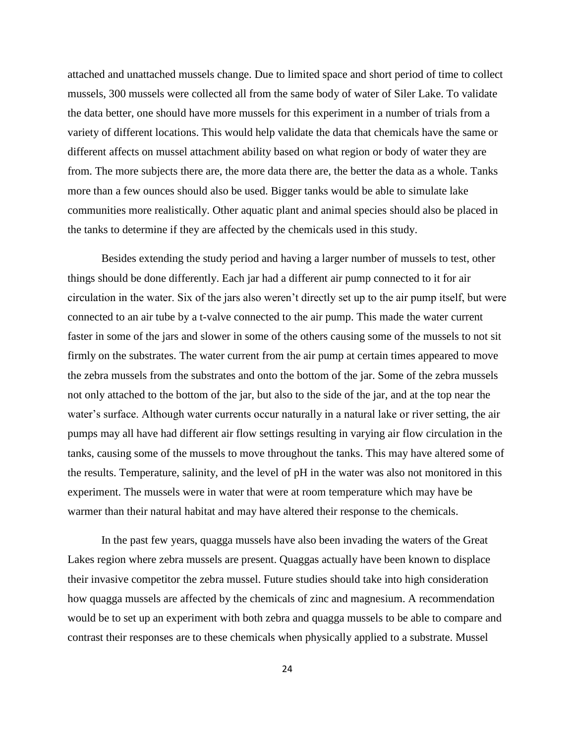attached and unattached mussels change. Due to limited space and short period of time to collect mussels, 300 mussels were collected all from the same body of water of Siler Lake. To validate the data better, one should have more mussels for this experiment in a number of trials from a variety of different locations. This would help validate the data that chemicals have the same or different affects on mussel attachment ability based on what region or body of water they are from. The more subjects there are, the more data there are, the better the data as a whole. Tanks more than a few ounces should also be used. Bigger tanks would be able to simulate lake communities more realistically. Other aquatic plant and animal species should also be placed in the tanks to determine if they are affected by the chemicals used in this study.

Besides extending the study period and having a larger number of mussels to test, other things should be done differently. Each jar had a different air pump connected to it for air circulation in the water. Six of the jars also weren't directly set up to the air pump itself, but were connected to an air tube by a t-valve connected to the air pump. This made the water current faster in some of the jars and slower in some of the others causing some of the mussels to not sit firmly on the substrates. The water current from the air pump at certain times appeared to move the zebra mussels from the substrates and onto the bottom of the jar. Some of the zebra mussels not only attached to the bottom of the jar, but also to the side of the jar, and at the top near the water's surface. Although water currents occur naturally in a natural lake or river setting, the air pumps may all have had different air flow settings resulting in varying air flow circulation in the tanks, causing some of the mussels to move throughout the tanks. This may have altered some of the results. Temperature, salinity, and the level of pH in the water was also not monitored in this experiment. The mussels were in water that were at room temperature which may have be warmer than their natural habitat and may have altered their response to the chemicals.

In the past few years, quagga mussels have also been invading the waters of the Great Lakes region where zebra mussels are present. Quaggas actually have been known to displace their invasive competitor the zebra mussel. Future studies should take into high consideration how quagga mussels are affected by the chemicals of zinc and magnesium. A recommendation would be to set up an experiment with both zebra and quagga mussels to be able to compare and contrast their responses are to these chemicals when physically applied to a substrate. Mussel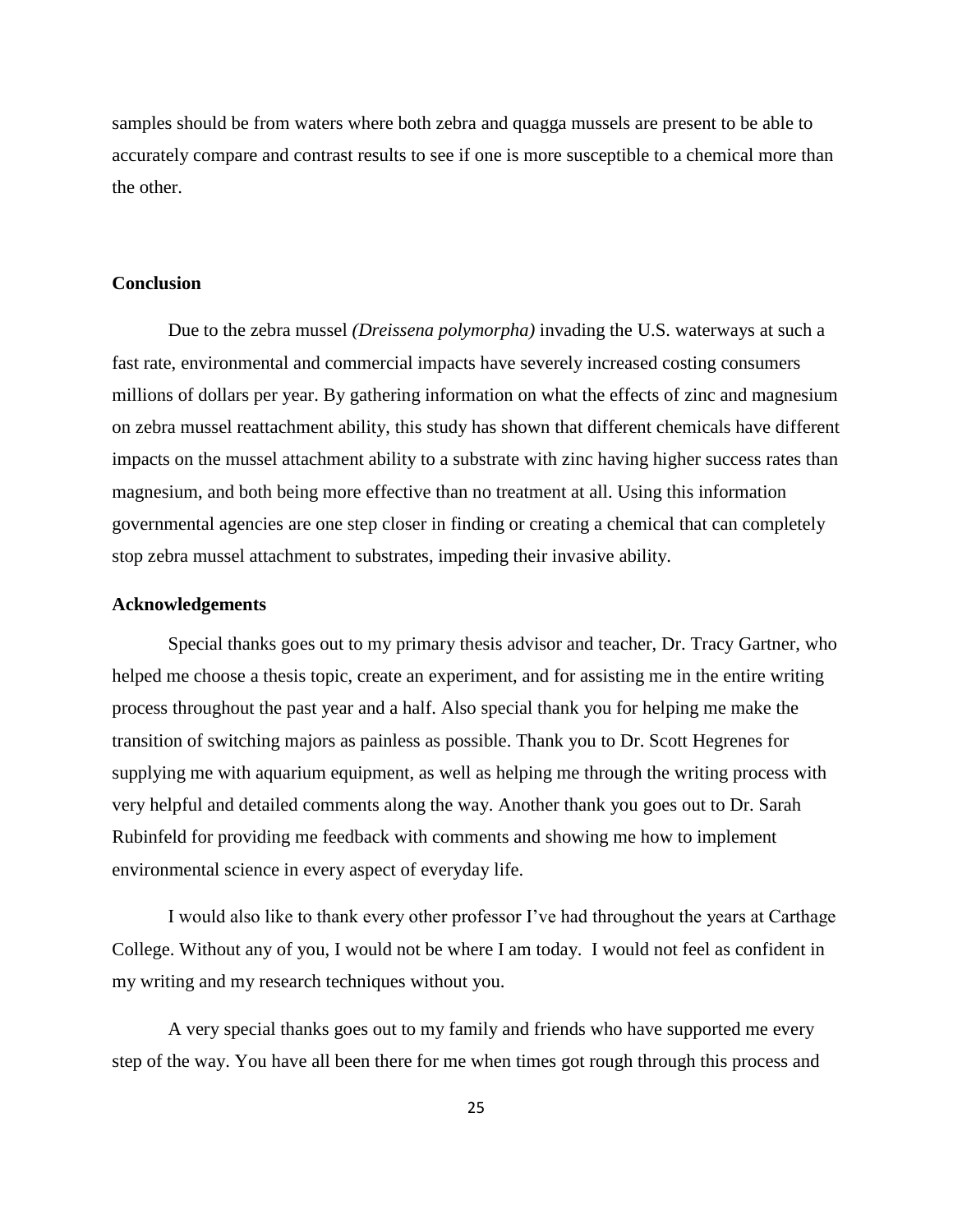samples should be from waters where both zebra and quagga mussels are present to be able to accurately compare and contrast results to see if one is more susceptible to a chemical more than the other.

## Conclusion

Due to the zebra mussel *(Dreissena polymorpha)* invading the U.S. waterways at such a fast rate, environmental and commercial impacts have severely increased costing consumers millions of dollars per year. By gathering information on what the effects of zinc and magnesium on zebra mussel reattachment ability, this study has shown that different chemicals have different impacts on the mussel attachment ability to a substrate with zinc having higher success rates than magnesium, and both being more effective than no treatment at all. Using this information governmental agencies are one step closer in finding or creating a chemical that can completely stop zebra mussel attachment to substrates, impeding their invasive ability.

## Acknowledgements

Special thanks goes out to my primary thesis advisor and teacher, Dr. Tracy Gartner, who helped me choose a thesis topic, create an experiment, and for assisting me in the entire writing process throughout the past year and a half. Also special thank you for helping me make the transition of switching majors as painless as possible. Thank you to Dr. Scott Hegrenes for supplying me with aquarium equipment, as well as helping me through the writing process with very helpful and detailed comments along the way. Another thank you goes out to Dr. Sarah Rubinfeld for providing me feedback with comments and showing me how to implement environmental science in every aspect of everyday life.

I would also like to thank every other professor I've had throughout the years at Carthage College. Without any of you, I would not be where I am today. I would not feel as confident in my writing and my research techniques without you.

A very special thanks goes out to my family and friends who have supported me every step of the way. You have all been there for me when times got rough through this process and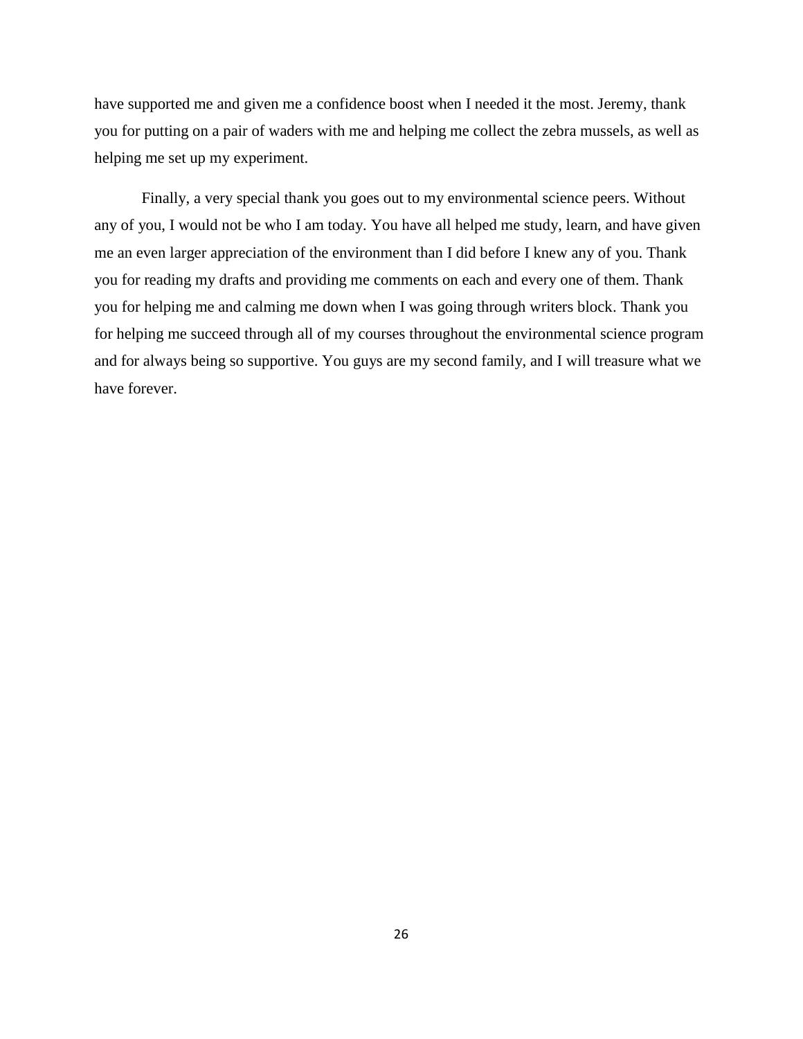have supported me and given me a confidence boost when I needed it the most. Jeremy, thank you for putting on a pair of waders with me and helping me collect the zebra mussels, as well as helping me set up my experiment.

Finally, a very special thank you goes out to my environmental science peers. Without any of you, I would not be who I am today. You have all helped me study, learn, and have given me an even larger appreciation of the environment than I did before I knew any of you. Thank you for reading my drafts and providing me comments on each and every one of them. Thank you for helping me and calming me down when I was going through writers block. Thank you for helping me succeed through all of my courses throughout the environmental science program and for always being so supportive. You guys are my second family, and I will treasure what we have forever.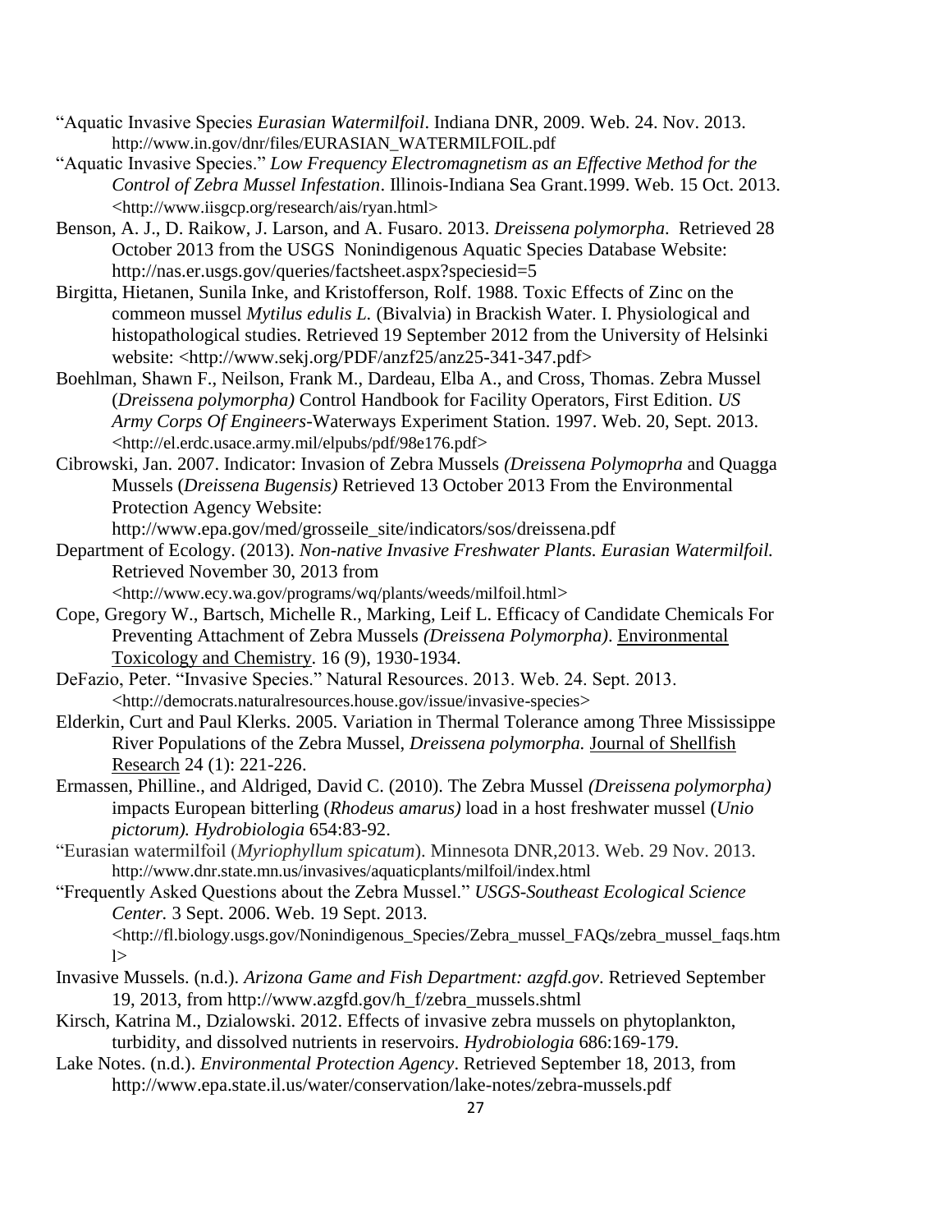"Aquatic Invasive Species *Eurasian Watermilfoil*. Indiana DNR, 2009. Web. 24. Nov. 2013. http://www.in.gov/dnr/files/EURASIAN_WATERMILFOIL.pdf

"Aquatic Invasive Species." *Low Frequency Electromagnetism as an Effective Method for the Control of Zebra Mussel Infestation*. Illinois-Indiana Sea Grant.1999. Web. 15 Oct. 2013. <http://www.iisgcp.org/research/ais/ryan.html>

Benson, A. J., D. Raikow, J. Larson, and A. Fusaro. 2013. *Dreissena polymorpha*. Retrieved 28 October 2013 from the USGS Nonindigenous Aquatic Species Database Website: http://nas.er.usgs.gov/queries/factsheet.aspx?speciesid=5

Birgitta, Hietanen, Sunila Inke, and Kristofferson, Rolf. 1988. Toxic Effects of Zinc on the commeon mussel *Mytilus edulis L.* (Bivalvia) in Brackish Water. I. Physiological and histopathological studies. Retrieved 19 September 2012 from the University of Helsinki website: <http://www.sekj.org/PDF/anzf25/anz25-341-347.pdf>

Boehlman, Shawn F., Neilson, Frank M., Dardeau, Elba A., and Cross, Thomas. Zebra Mussel (*Dreissena polymorpha)* Control Handbook for Facility Operators, First Edition. *US Army Corps Of Engineers*-Waterways Experiment Station. 1997. Web. 20, Sept. 2013. <http://el.erdc.usace.army.mil/elpubs/pdf/98e176.pdf>

Cibrowski, Jan. 2007. Indicator: Invasion of Zebra Mussels *(Dreissena Polymoprha* and Quagga Mussels (*Dreissena Bugensis)* Retrieved 13 October 2013 From the Environmental Protection Agency Website: http://www.epa.gov/med/grosseile_site/indicators/sos/dreissena.pdf

Department of Ecology. (2013). *Non-native Invasive Freshwater Plants. Eurasian Watermilfoil.* Retrieved November 30, 2013 from <http://www.ecy.wa.gov/programs/wq/plants/weeds/milfoil.html>

Cope, Gregory W., Bartsch, Michelle R., Marking, Leif L. Efficacy of Candidate Chemicals For Preventing Attachment of Zebra Mussels *(Dreissena Polymorpha)*. Environmental Toxicology and Chemistry. 16 (9), 1930-1934.

DeFazio, Peter. "Invasive Species." Natural Resources. 2013. Web. 24. Sept. 2013. <http://democrats.naturalresources.house.gov/issue/invasive-species>

Elderkin, Curt and Paul Klerks. 2005. Variation in Thermal Tolerance among Three Mississippe River Populations of the Zebra Mussel, *Dreissena polymorpha.* Journal of Shellfish Research 24 (1): 221-226.

Ermassen, Philline., and Aldriged, David C. (2010). The Zebra Mussel *(Dreissena polymorpha)* impacts European bitterling (*Rhodeus amarus)* load in a host freshwater mussel (*Unio pictorum). Hydrobiologia* 654:83-92.

"Eurasian watermilfoil (*Myriophyllum spicatum*). Minnesota DNR,2013. Web. 29 Nov. 2013. http://www.dnr.state.mn.us/invasives/aquaticplants/milfoil/index.html

"Frequently Asked Questions about the Zebra Mussel." *USGS-Southeast Ecological Science Center.* 3 Sept. 2006. Web. 19 Sept. 2013. <http://fl.biology.usgs.gov/Nonindigenous_Species/Zebra_mussel_FAQs/zebra_mussel_faqs.html>

Invasive Mussels. (n.d.). *Arizona Game and Fish Department: azgfd.gov*. Retrieved September 19, 2013, from http://www.azgfd.gov/h_f/zebra_mussels.shtml

Kirsch, Katrina M., Dzialowski. 2012. Effects of invasive zebra mussels on phytoplankton, turbidity, and dissolved nutrients in reservoirs. *Hydrobiologia* 686:169-179.

Lake Notes. (n.d.). *Environmental Protection Agency*. Retrieved September 18, 2013, from http://www.epa.state.il.us/water/conservation/lake-notes/zebra-mussels.pdf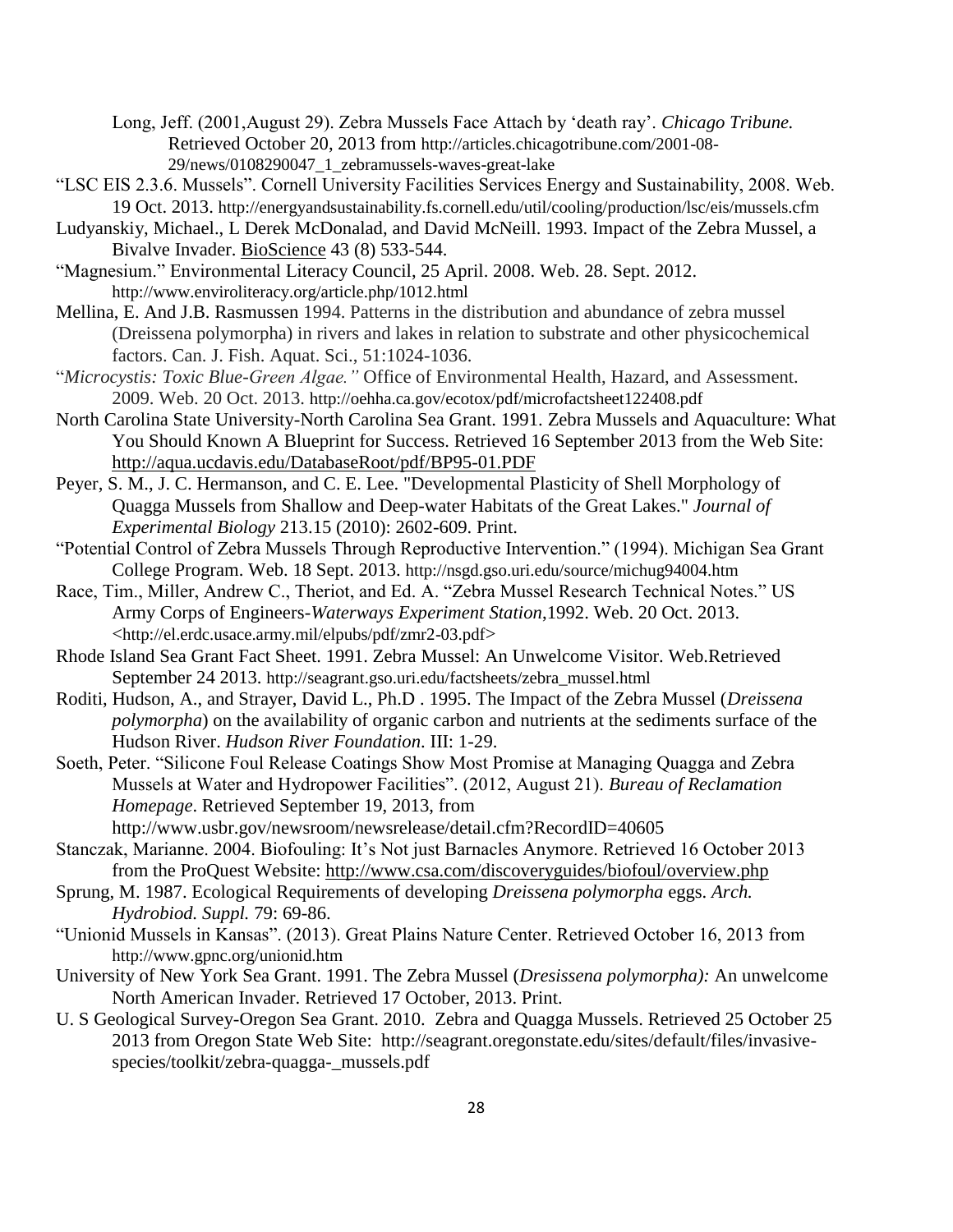Long, Jeff. (2001,August 29). Zebra Mussels Face Attach by 'death ray'. *Chicago Tribune.* Retrieved October 20, 2013 from http://articles.chicagotribune.com/2001-08-29/news/0108290047_1_zebramussels-waves-great-lake

"LSC EIS 2.3.6. Mussels". Cornell University Facilities Services Energy and Sustainability, 2008. Web. 19 Oct. 2013. http://energyandsustainability.fs.cornell.edu/util/cooling/production/lsc/eis/mussels.cfm

Ludyanskiy, Michael., L Derek McDonalad, and David McNeill. 1993. Impact of the Zebra Mussel, a Bivalve Invader. BioScience 43 (8) 533-544.

"Magnesium." Environmental Literacy Council, 25 April. 2008. Web. 28. Sept. 2012. http://www.enviroliteracy.org/article.php/1012.html

Mellina, E. And J.B. Rasmussen 1994. Patterns in the distribution and abundance of zebra mussel (Dreissena polymorpha) in rivers and lakes in relation to substrate and other physicochemical factors. Can. J. Fish. Aquat. Sci., 51:1024-1036.

"*Microcystis: Toxic Blue-Green Algae."* Office of Environmental Health, Hazard, and Assessment. 2009. Web. 20 Oct. 2013. http://oehha.ca.gov/ecotox/pdf/microfactsheet122408.pdf

North Carolina State University-North Carolina Sea Grant. 1991. Zebra Mussels and Aquaculture: What You Should Known A Blueprint for Success. Retrieved 16 September 2013 from the Web Site: http://aqua.ucdavis.edu/DatabaseRoot/pdf/BP95-01.PDF

Peyer, S. M., J. C. Hermanson, and C. E. Lee. "Developmental Plasticity of Shell Morphology of Quagga Mussels from Shallow and Deep-water Habitats of the Great Lakes." *Journal of Experimental Biology* 213.15 (2010): 2602-609. Print.

"Potential Control of Zebra Mussels Through Reproductive Intervention." (1994). Michigan Sea Grant College Program. Web. 18 Sept. 2013. http://nsgd.gso.uri.edu/source/michug94004.htm

Race, Tim., Miller, Andrew C., Theriot, and Ed. A. "Zebra Mussel Research Technical Notes." US Army Corps of Engineers-*Waterways Experiment Station*,1992. Web. 20 Oct. 2013. <http://el.erdc.usace.army.mil/elpubs/pdf/zmr2-03.pdf>

Rhode Island Sea Grant Fact Sheet. 1991. Zebra Mussel: An Unwelcome Visitor. Web.Retrieved September 24 2013. http://seagrant.gso.uri.edu/factsheets/zebra_mussel.html

Roditi, Hudson, A., and Strayer, David L., Ph.D . 1995. The Impact of the Zebra Mussel (*Dreissena polymorpha*) on the availability of organic carbon and nutrients at the sediments surface of the Hudson River. *Hudson River Foundation*. III: 1-29.

Soeth, Peter. "Silicone Foul Release Coatings Show Most Promise at Managing Quagga and Zebra Mussels at Water and Hydropower Facilities". (2012, August 21). *Bureau of Reclamation Homepage*. Retrieved September 19, 2013, from http://www.usbr.gov/newsroom/newsrelease/detail.cfm?RecordID=40605

Stanczak, Marianne. 2004. Biofouling: It's Not just Barnacles Anymore. Retrieved 16 October 2013 from the ProQuest Website: http://www.csa.com/discoveryguides/biofoul/overview.php

Sprung, M. 1987. Ecological Requirements of developing *Dreissena polymorpha* eggs. *Arch. Hydrobiod. Suppl.* 79: 69-86.

"Unionid Mussels in Kansas". (2013). Great Plains Nature Center. Retrieved October 16, 2013 from http://www.gpnc.org/unionid.htm

University of New York Sea Grant. 1991. The Zebra Mussel (*Dresissena polymorpha):* An unwelcome North American Invader. Retrieved 17 October, 2013. Print.

U. S Geological Survey-Oregon Sea Grant. 2010. Zebra and Quagga Mussels. Retrieved 25 October 25 2013 from Oregon State Web Site: http://seagrant.oregonstate.edu/sites/default/files/invasive-species/toolkit/zebra-quagga-_mussels.pdf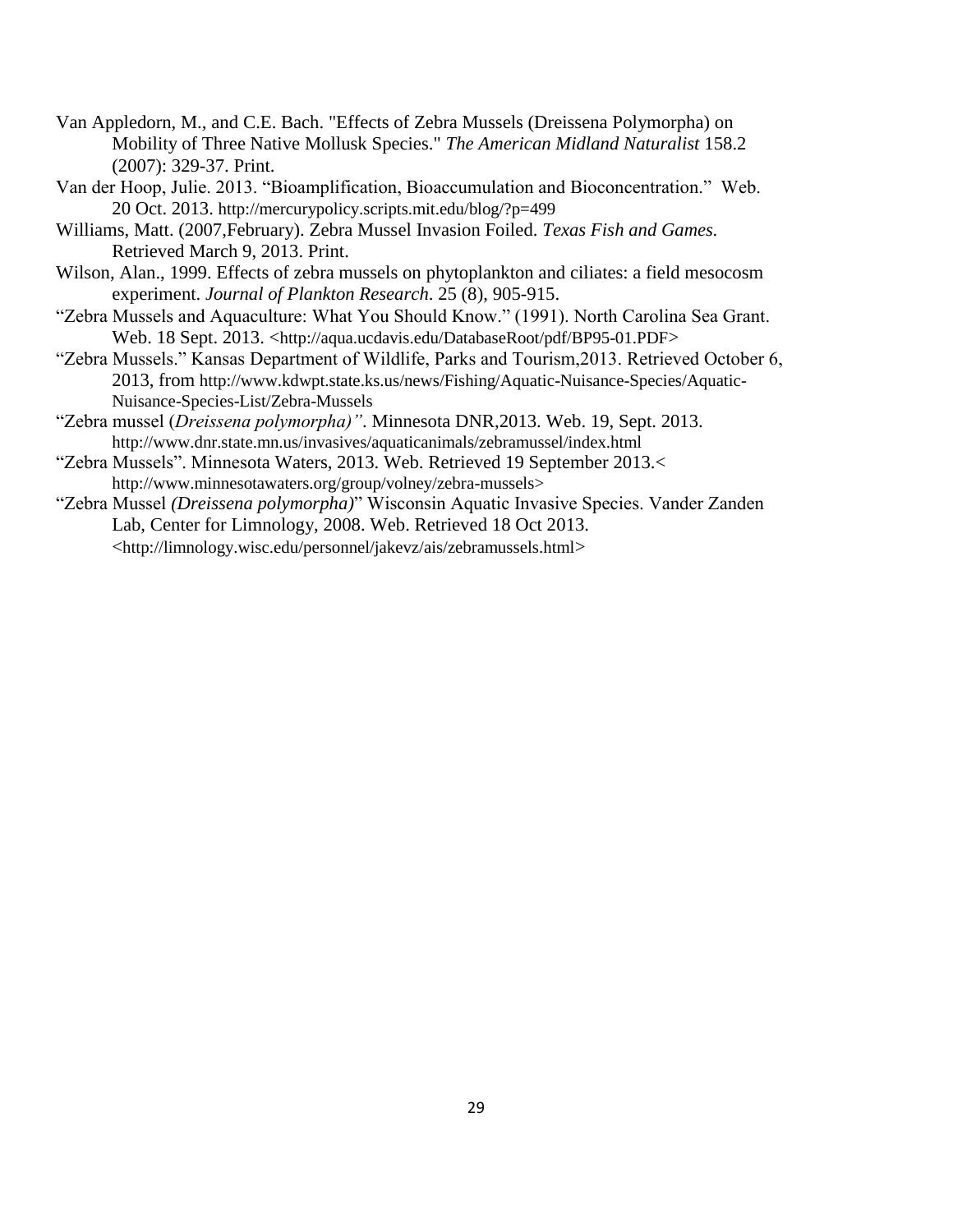Van Appledorn, M., and C.E. Bach. "Effects of Zebra Mussels (Dreissena Polymorpha) on Mobility of Three Native Mollusk Species." *The American Midland Naturalist* 158.2 (2007): 329-37. Print.

Van der Hoop, Julie. 2013. "Bioamplification, Bioaccumulation and Bioconcentration." Web. 20 Oct. 2013. http://mercurypolicy.scripts.mit.edu/blog/?p=499

Williams, Matt. (2007,February). Zebra Mussel Invasion Foiled. *Texas Fish and Games.* Retrieved March 9, 2013. Print.

Wilson, Alan., 1999. Effects of zebra mussels on phytoplankton and ciliates: a field mesocosm experiment. *Journal of Plankton Research.* 25 (8), 905-915.

"Zebra Mussels and Aquaculture: What You Should Know." (1991). North Carolina Sea Grant. Web. 18 Sept. 2013. <http://aqua.ucdavis.edu/DatabaseRoot/pdf/BP95-01.PDF>

"Zebra Mussels." Kansas Department of Wildlife, Parks and Tourism,2013. Retrieved October 6, 2013, from http://www.kdwpt.state.ks.us/news/Fishing/Aquatic-Nuisance-Species/Aquatic-Nuisance-Species-List/Zebra-Mussels

"Zebra mussel (*Dreissena polymorpha)"*. Minnesota DNR,2013. Web. 19, Sept. 2013. http://www.dnr.state.mn.us/invasives/aquaticanimals/zebramussel/index.html

"Zebra Mussels". Minnesota Waters, 2013. Web. Retrieved 19 September 2013.< http://www.minnesotawaters.org/group/volney/zebra-mussels>

"Zebra Mussel *(Dreissena polymorpha)*" Wisconsin Aquatic Invasive Species. Vander Zanden Lab, Center for Limnology, 2008. Web. Retrieved 18 Oct 2013. <http://limnology.wisc.edu/personnel/jakevz/ais/zebramussels.html>